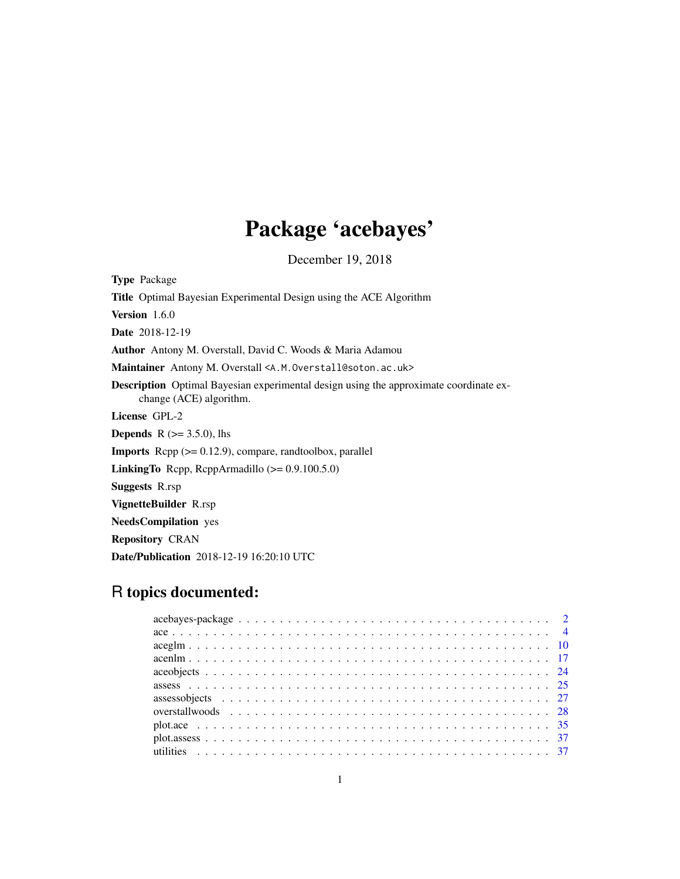# Package 'acebayes'

December 19, 2018

**Type** Package

**Title** Optimal Bayesian Experimental Design using the ACE Algorithm

**Version** 1.6.0

**Date** 2018-12-19

**Author** Antony M. Overstall, David C. Woods & Maria Adamou

**Maintainer** Antony M. Overstall <A.M.Overstall@soton.ac.uk>

**Description** Optimal Bayesian experimental design using the approximate coordinate exchange (ACE) algorithm.

**License** GPL-2

**Depends** R (>= 3.5.0), lhs

**Imports** Rcpp (>= 0.12.9), compare, randtoolbox, parallel

**LinkingTo** Rcpp, RcppArmadillo (>= 0.9.100.5.0)

**Suggests** R.rsp

**VignetteBuilder** R.rsp

**NeedsCompilation** yes

**Repository** CRAN

**Date/Publication** 2018-12-19 16:20:10 UTC

## R topics documented:

- acebayes-package . . . . . . . . . . . . . . . . . . . . . . . . . . . . . . . . . . . 2
- ace . . . . . . . . . . . . . . . . . . . . . . . . . . . . . . . . . . . . . . . . . . 4
- aceglm . . . . . . . . . . . . . . . . . . . . . . . . . . . . . . . . . . . . . . . . 10
- acenlm . . . . . . . . . . . . . . . . . . . . . . . . . . . . . . . . . . . . . . . . 17
- aceobjects . . . . . . . . . . . . . . . . . . . . . . . . . . . . . . . . . . . . . . 24
- assess . . . . . . . . . . . . . . . . . . . . . . . . . . . . . . . . . . . . . . . . 25
- assessobjects . . . . . . . . . . . . . . . . . . . . . . . . . . . . . . . . . . . . 27
- overstallwoods . . . . . . . . . . . . . . . . . . . . . . . . . . . . . . . . . . . 28
- plot.ace . . . . . . . . . . . . . . . . . . . . . . . . . . . . . . . . . . . . . . . 35
- plot.assess . . . . . . . . . . . . . . . . . . . . . . . . . . . . . . . . . . . . . . 37
- utilities . . . . . . . . . . . . . . . . . . . . . . . . . . . . . . . . . . . . . . . 37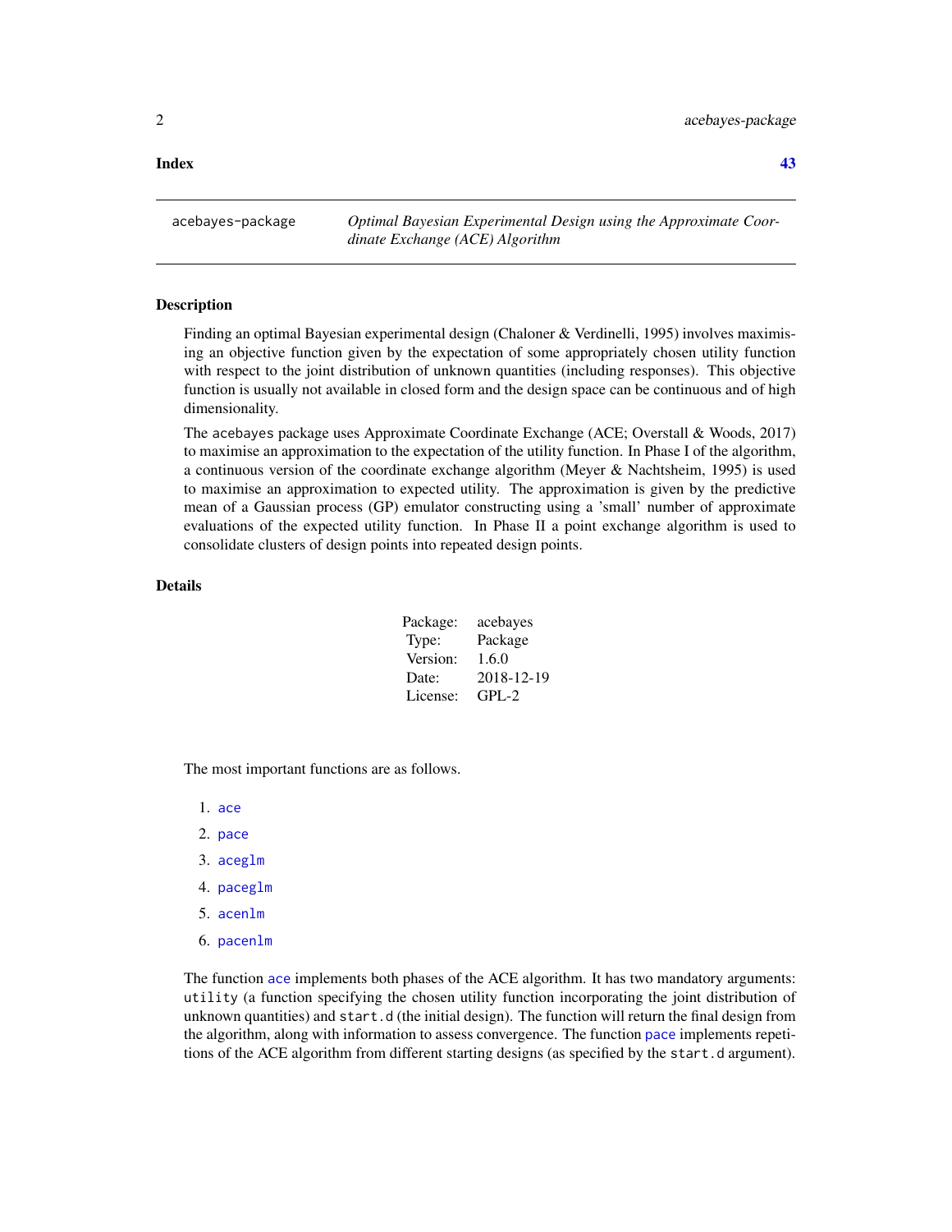**Index** **43**

---

acebayes-package — *Optimal Bayesian Experimental Design using the Approximate Coordinate Exchange (ACE) Algorithm*

---

## Description

Finding an optimal Bayesian experimental design (Chaloner & Verdinelli, 1995) involves maximising an objective function given by the expectation of some appropriately chosen utility function with respect to the joint distribution of unknown quantities (including responses). This objective function is usually not available in closed form and the design space can be continuous and of high dimensionality.

The acebayes package uses Approximate Coordinate Exchange (ACE; Overstall & Woods, 2017) to maximise an approximation to the expectation of the utility function. In Phase I of the algorithm, a continuous version of the coordinate exchange algorithm (Meyer & Nachtsheim, 1995) is used to maximise an approximation to expected utility. The approximation is given by the predictive mean of a Gaussian process (GP) emulator constructing using a 'small' number of approximate evaluations of the expected utility function. In Phase II a point exchange algorithm is used to consolidate clusters of design points into repeated design points.

## Details

| | |
|---|---|
| Package: | acebayes |
| Type: | Package |
| Version: | 1.6.0 |
| Date: | 2018-12-19 |
| License: | GPL-2 |

The most important functions are as follows.

1. `ace`
2. `pace`
3. `aceglm`
4. `paceglm`
5. `acenlm`
6. `pacenlm`

The function `ace` implements both phases of the ACE algorithm. It has two mandatory arguments: `utility` (a function specifying the chosen utility function incorporating the joint distribution of unknown quantities) and `start.d` (the initial design). The function will return the final design from the algorithm, along with information to assess convergence. The function `pace` implements repetitions of the ACE algorithm from different starting designs (as specified by the `start.d` argument).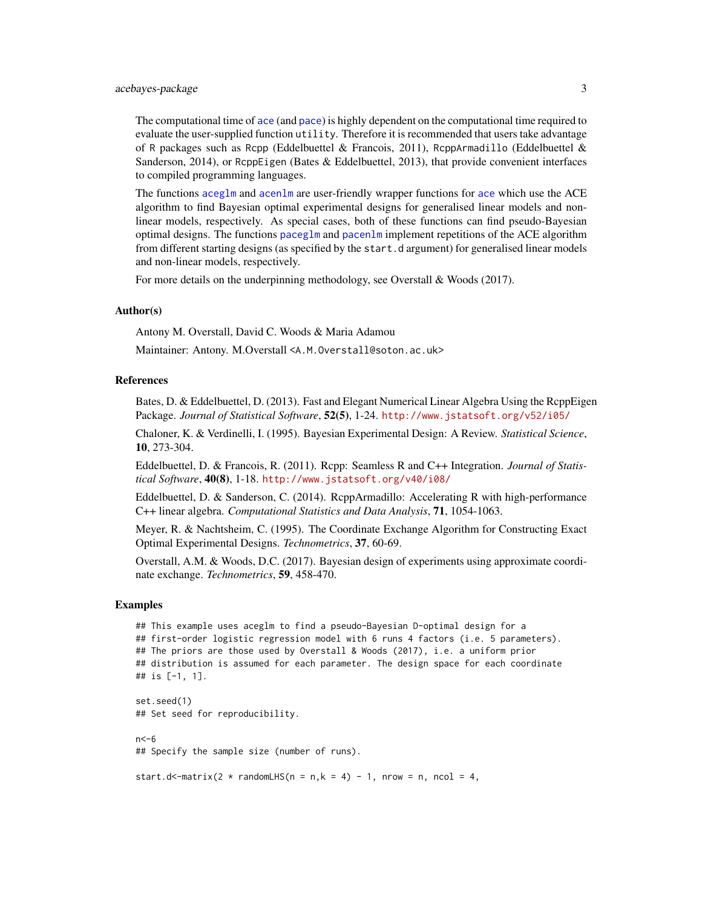The computational time of ace (and pace) is highly dependent on the computational time required to evaluate the user-supplied function utility. Therefore it is recommended that users take advantage of R packages such as Rcpp (Eddelbuettel & Francois, 2011), RcppArmadillo (Eddelbuettel & Sanderson, 2014), or RcppEigen (Bates & Eddelbuettel, 2013), that provide convenient interfaces to compiled programming languages.

The functions aceglm and acenlm are user-friendly wrapper functions for ace which use the ACE algorithm to find Bayesian optimal experimental designs for generalised linear models and non-linear models, respectively. As special cases, both of these functions can find pseudo-Bayesian optimal designs. The functions paceglm and pacenlm implement repetitions of the ACE algorithm from different starting designs (as specified by the start.d argument) for generalised linear models and non-linear models, respectively.

For more details on the underpinning methodology, see Overstall & Woods (2017).

### Author(s)

Antony M. Overstall, David C. Woods & Maria Adamou

Maintainer: Antony. M.Overstall <A.M.Overstall@soton.ac.uk>

### References

Bates, D. & Eddelbuettel, D. (2013). Fast and Elegant Numerical Linear Algebra Using the RcppEigen Package. *Journal of Statistical Software*, **52(5)**, 1-24. http://www.jstatsoft.org/v52/i05/

Chaloner, K. & Verdinelli, I. (1995). Bayesian Experimental Design: A Review. *Statistical Science*, **10**, 273-304.

Eddelbuettel, D. & Francois, R. (2011). Rcpp: Seamless R and C++ Integration. *Journal of Statistical Software*, **40(8)**, 1-18. http://www.jstatsoft.org/v40/i08/

Eddelbuettel, D. & Sanderson, C. (2014). RcppArmadillo: Accelerating R with high-performance C++ linear algebra. *Computational Statistics and Data Analysis*, **71**, 1054-1063.

Meyer, R. & Nachtsheim, C. (1995). The Coordinate Exchange Algorithm for Constructing Exact Optimal Experimental Designs. *Technometrics*, **37**, 60-69.

Overstall, A.M. & Woods, D.C. (2017). Bayesian design of experiments using approximate coordinate exchange. *Technometrics*, **59**, 458-470.

### Examples

```
## This example uses aceglm to find a pseudo-Bayesian D-optimal design for a
## first-order logistic regression model with 6 runs 4 factors (i.e. 5 parameters).
## The priors are those used by Overstall & Woods (2017), i.e. a uniform prior
## distribution is assumed for each parameter. The design space for each coordinate
## is [-1, 1].

set.seed(1)
## Set seed for reproducibility.

n<-6
## Specify the sample size (number of runs).

start.d<-matrix(2 * randomLHS(n = n,k = 4) - 1, nrow = n, ncol = 4,
```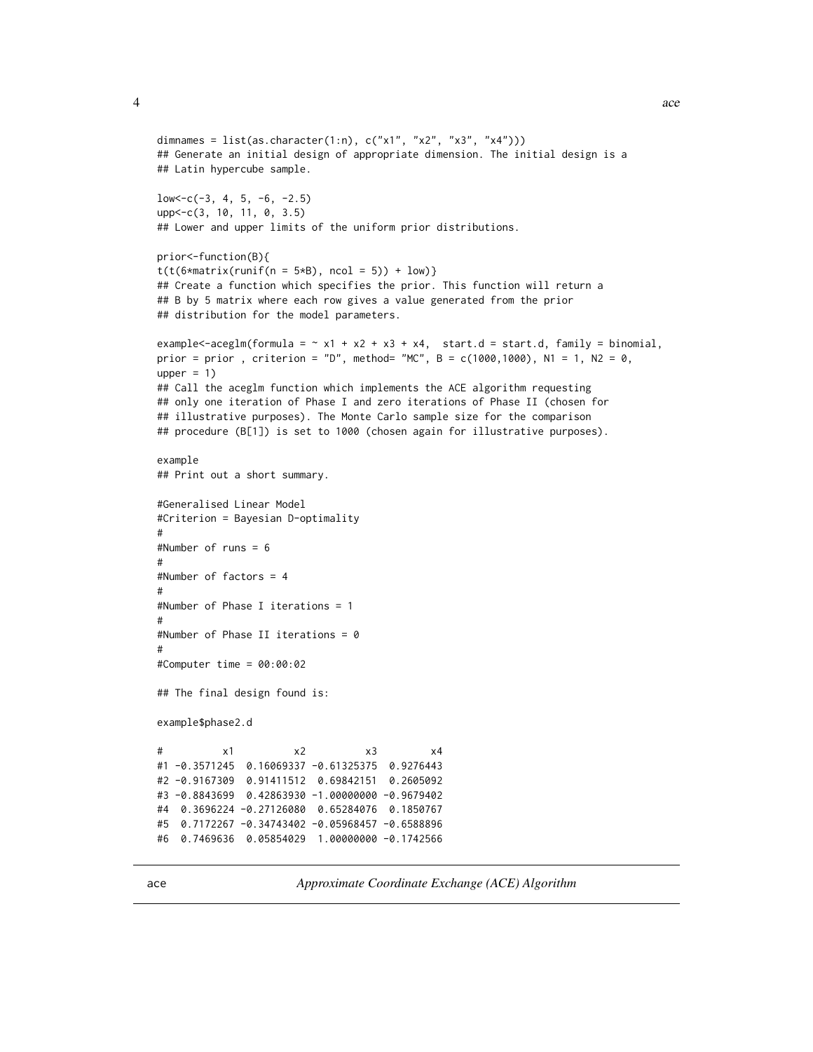```
dimnames = list(as.character(1:n), c("x1", "x2", "x3", "x4")))
## Generate an initial design of appropriate dimension. The initial design is a
## Latin hypercube sample.

low<-c(-3, 4, 5, -6, -2.5)
upp<-c(3, 10, 11, 0, 3.5)
## Lower and upper limits of the uniform prior distributions.

prior<-function(B){
t(t(6*matrix(runif(n = 5*B), ncol = 5)) + low)}
## Create a function which specifies the prior. This function will return a
## B by 5 matrix where each row gives a value generated from the prior
## distribution for the model parameters.

example<-aceglm(formula = ~ x1 + x2 + x3 + x4,  start.d = start.d, family = binomial,
prior = prior , criterion = "D", method= "MC", B = c(1000,1000), N1 = 1, N2 = 0,
upper = 1)
## Call the aceglm function which implements the ACE algorithm requesting
## only one iteration of Phase I and zero iterations of Phase II (chosen for
## illustrative purposes). The Monte Carlo sample size for the comparison
## procedure (B[1]) is set to 1000 (chosen again for illustrative purposes).

example
## Print out a short summary.

#Generalised Linear Model
#Criterion = Bayesian D-optimality
#
#Number of runs = 6
#
#Number of factors = 4
#
#Number of Phase I iterations = 1
#
#Number of Phase II iterations = 0
#
#Computer time = 00:00:02

## The final design found is:

example$phase2.d

#          x1          x2          x3         x4
#1 -0.3571245  0.16069337 -0.61325375  0.9276443
#2 -0.9167309  0.91411512  0.69842151  0.2605092
#3 -0.8843699  0.42863930 -1.00000000 -0.9679402
#4  0.3696224 -0.27126080  0.65284076  0.1850767
#5  0.7172267 -0.34743402 -0.05968457 -0.6588896
#6  0.7469636  0.05854029  1.00000000 -0.1742566
```

---

ace *Approximate Coordinate Exchange (ACE) Algorithm*

---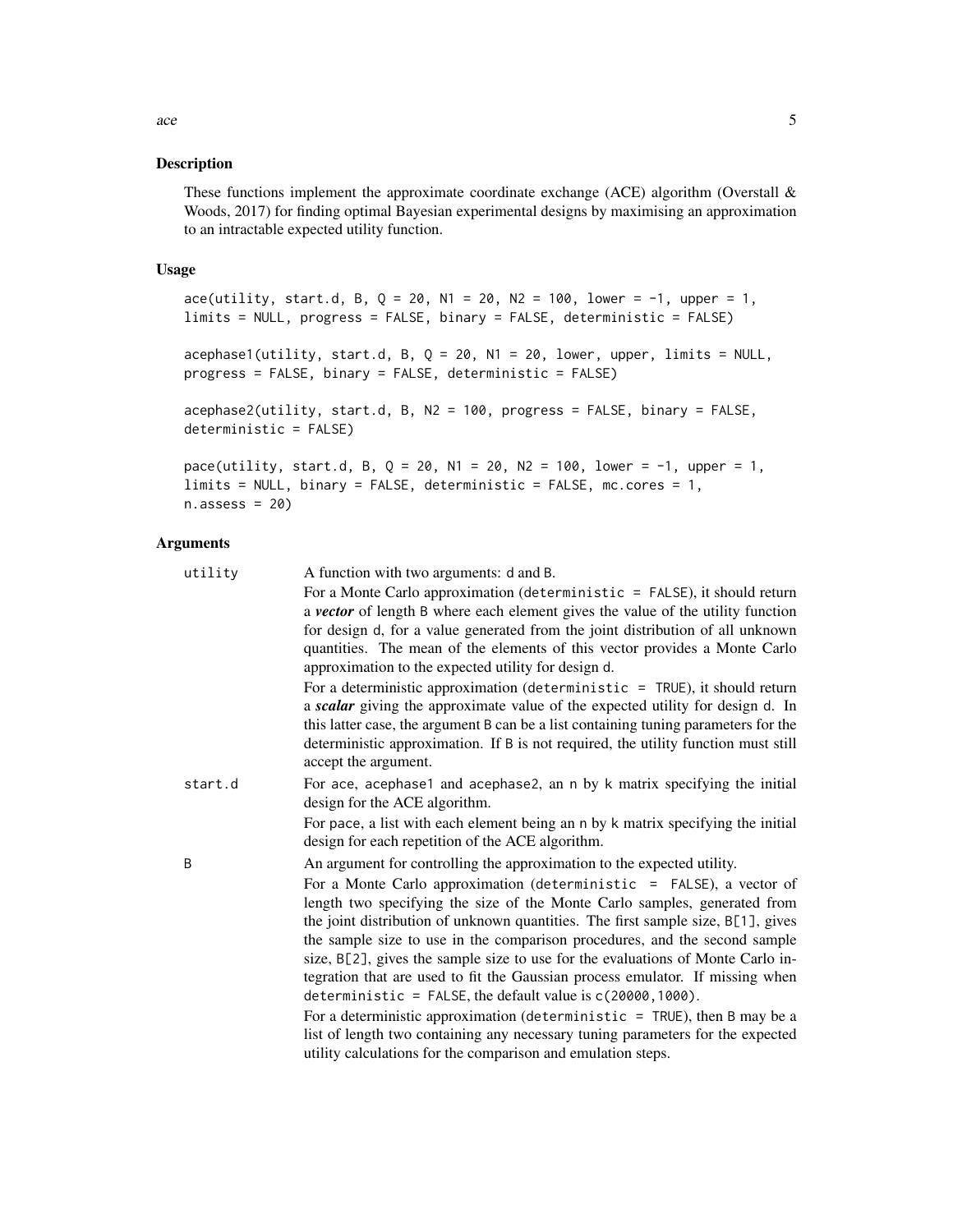## Description

These functions implement the approximate coordinate exchange (ACE) algorithm (Overstall & Woods, 2017) for finding optimal Bayesian experimental designs by maximising an approximation to an intractable expected utility function.

## Usage

```
ace(utility, start.d, B, Q = 20, N1 = 20, N2 = 100, lower = -1, upper = 1,
limits = NULL, progress = FALSE, binary = FALSE, deterministic = FALSE)

acephase1(utility, start.d, B, Q = 20, N1 = 20, lower, upper, limits = NULL,
progress = FALSE, binary = FALSE, deterministic = FALSE)

acephase2(utility, start.d, B, N2 = 100, progress = FALSE, binary = FALSE,
deterministic = FALSE)

pace(utility, start.d, B, Q = 20, N1 = 20, N2 = 100, lower = -1, upper = 1,
limits = NULL, binary = FALSE, deterministic = FALSE, mc.cores = 1,
n.assess = 20)
```

## Arguments

`utility` A function with two arguments: `d` and `B`.

For a Monte Carlo approximation (`deterministic = FALSE`), it should return a ***vector*** of length `B` where each element gives the value of the utility function for design `d`, for a value generated from the joint distribution of all unknown quantities. The mean of the elements of this vector provides a Monte Carlo approximation to the expected utility for design `d`.

For a deterministic approximation (`deterministic = TRUE`), it should return a ***scalar*** giving the approximate value of the expected utility for design `d`. In this latter case, the argument `B` can be a list containing tuning parameters for the deterministic approximation. If `B` is not required, the utility function must still accept the argument.

`start.d` For `ace`, `acephase1` and `acephase2`, an `n` by `k` matrix specifying the initial design for the ACE algorithm.

For `pace`, a list with each element being an `n` by `k` matrix specifying the initial design for each repetition of the ACE algorithm.

`B` An argument for controlling the approximation to the expected utility.

For a Monte Carlo approximation (`deterministic = FALSE`), a vector of length two specifying the size of the Monte Carlo samples, generated from the joint distribution of unknown quantities. The first sample size, `B[1]`, gives the sample size to use in the comparison procedures, and the second sample size, `B[2]`, gives the sample size to use for the evaluations of Monte Carlo integration that are used to fit the Gaussian process emulator. If missing when `deterministic = FALSE`, the default value is `c(20000,1000)`.

For a deterministic approximation (`deterministic = TRUE`), then `B` may be a list of length two containing any necessary tuning parameters for the expected utility calculations for the comparison and emulation steps.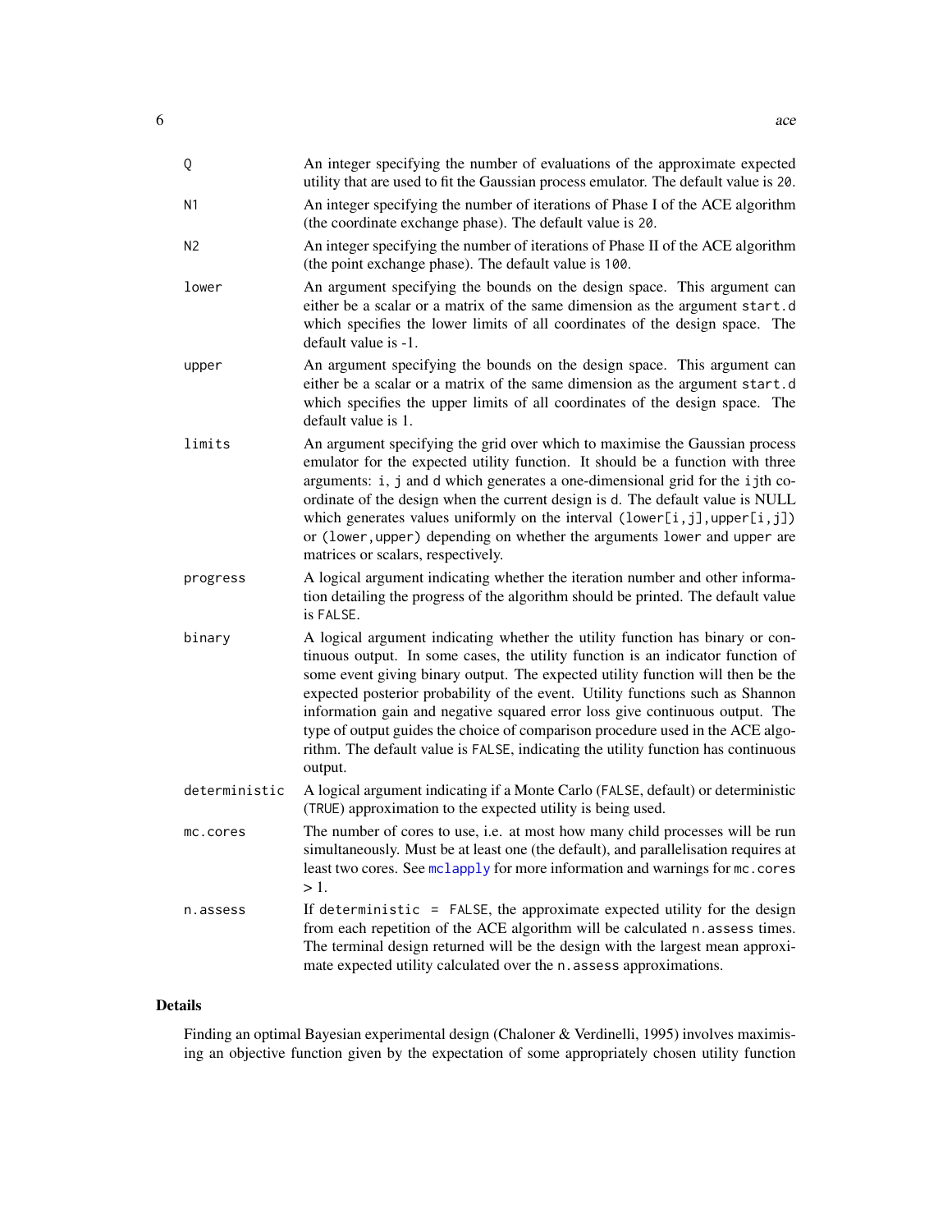| | |
|---|---|
| `Q` | An integer specifying the number of evaluations of the approximate expected utility that are used to fit the Gaussian process emulator. The default value is `20`. |
| `N1` | An integer specifying the number of iterations of Phase I of the ACE algorithm (the coordinate exchange phase). The default value is `20`. |
| `N2` | An integer specifying the number of iterations of Phase II of the ACE algorithm (the point exchange phase). The default value is `100`. |
| `lower` | An argument specifying the bounds on the design space. This argument can either be a scalar or a matrix of the same dimension as the argument `start.d` which specifies the lower limits of all coordinates of the design space. The default value is -1. |
| `upper` | An argument specifying the bounds on the design space. This argument can either be a scalar or a matrix of the same dimension as the argument `start.d` which specifies the upper limits of all coordinates of the design space. The default value is 1. |
| `limits` | An argument specifying the grid over which to maximise the Gaussian process emulator for the expected utility function. It should be a function with three arguments: `i`, `j` and `d` which generates a one-dimensional grid for the `ij`th coordinate of the design when the current design is `d`. The default value is NULL which generates values uniformly on the interval `(lower[i,j],upper[i,j])` or `(lower,upper)` depending on whether the arguments `lower` and `upper` are matrices or scalars, respectively. |
| `progress` | A logical argument indicating whether the iteration number and other information detailing the progress of the algorithm should be printed. The default value is `FALSE`. |
| `binary` | A logical argument indicating whether the utility function has binary or continuous output. In some cases, the utility function is an indicator function of some event giving binary output. The expected utility function will then be the expected posterior probability of the event. Utility functions such as Shannon information gain and negative squared error loss give continuous output. The type of output guides the choice of comparison procedure used in the ACE algorithm. The default value is `FALSE`, indicating the utility function has continuous output. |
| `deterministic` | A logical argument indicating if a Monte Carlo (`FALSE`, default) or deterministic (`TRUE`) approximation to the expected utility is being used. |
| `mc.cores` | The number of cores to use, i.e. at most how many child processes will be run simultaneously. Must be at least one (the default), and parallelisation requires at least two cores. See `mclapply` for more information and warnings for `mc.cores` > 1. |
| `n.assess` | If `deterministic = FALSE`, the approximate expected utility for the design from each repetition of the ACE algorithm will be calculated `n.assess` times. The terminal design returned will be the design with the largest mean approximate expected utility calculated over the `n.assess` approximations. |

## Details

Finding an optimal Bayesian experimental design (Chaloner & Verdinelli, 1995) involves maximising an objective function given by the expectation of some appropriately chosen utility function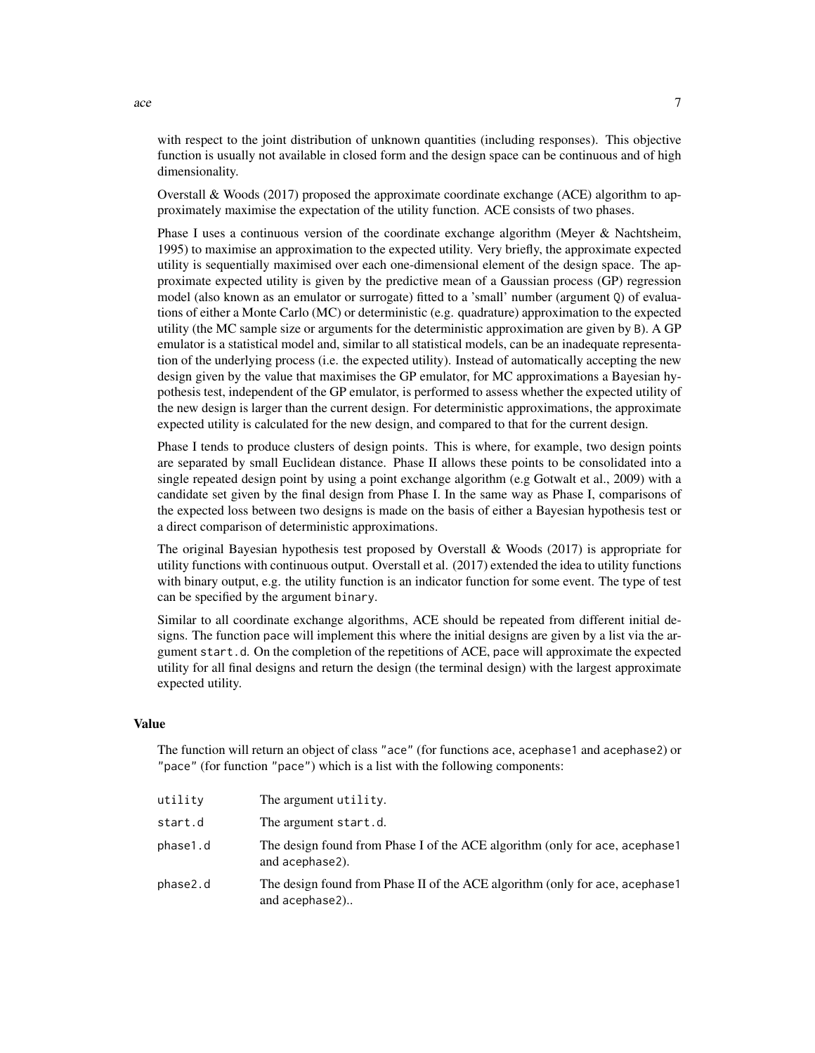with respect to the joint distribution of unknown quantities (including responses). This objective function is usually not available in closed form and the design space can be continuous and of high dimensionality.

Overstall & Woods (2017) proposed the approximate coordinate exchange (ACE) algorithm to approximately maximise the expectation of the utility function. ACE consists of two phases.

Phase I uses a continuous version of the coordinate exchange algorithm (Meyer & Nachtsheim, 1995) to maximise an approximation to the expected utility. Very briefly, the approximate expected utility is sequentially maximised over each one-dimensional element of the design space. The approximate expected utility is given by the predictive mean of a Gaussian process (GP) regression model (also known as an emulator or surrogate) fitted to a 'small' number (argument Q) of evaluations of either a Monte Carlo (MC) or deterministic (e.g. quadrature) approximation to the expected utility (the MC sample size or arguments for the deterministic approximation are given by B). A GP emulator is a statistical model and, similar to all statistical models, can be an inadequate representation of the underlying process (i.e. the expected utility). Instead of automatically accepting the new design given by the value that maximises the GP emulator, for MC approximations a Bayesian hypothesis test, independent of the GP emulator, is performed to assess whether the expected utility of the new design is larger than the current design. For deterministic approximations, the approximate expected utility is calculated for the new design, and compared to that for the current design.

Phase I tends to produce clusters of design points. This is where, for example, two design points are separated by small Euclidean distance. Phase II allows these points to be consolidated into a single repeated design point by using a point exchange algorithm (e.g Gotwalt et al., 2009) with a candidate set given by the final design from Phase I. In the same way as Phase I, comparisons of the expected loss between two designs is made on the basis of either a Bayesian hypothesis test or a direct comparison of deterministic approximations.

The original Bayesian hypothesis test proposed by Overstall & Woods (2017) is appropriate for utility functions with continuous output. Overstall et al. (2017) extended the idea to utility functions with binary output, e.g. the utility function is an indicator function for some event. The type of test can be specified by the argument binary.

Similar to all coordinate exchange algorithms, ACE should be repeated from different initial designs. The function pace will implement this where the initial designs are given by a list via the argument start.d. On the completion of the repetitions of ACE, pace will approximate the expected utility for all final designs and return the design (the terminal design) with the largest approximate expected utility.

### Value

The function will return an object of class "ace" (for functions ace, acephase1 and acephase2) or "pace" (for function "pace") which is a list with the following components:

| | |
|---|---|
| utility | The argument utility. |
| start.d | The argument start.d. |
| phase1.d | The design found from Phase I of the ACE algorithm (only for ace, acephase1 and acephase2). |
| phase2.d | The design found from Phase II of the ACE algorithm (only for ace, acephase1 and acephase2).. |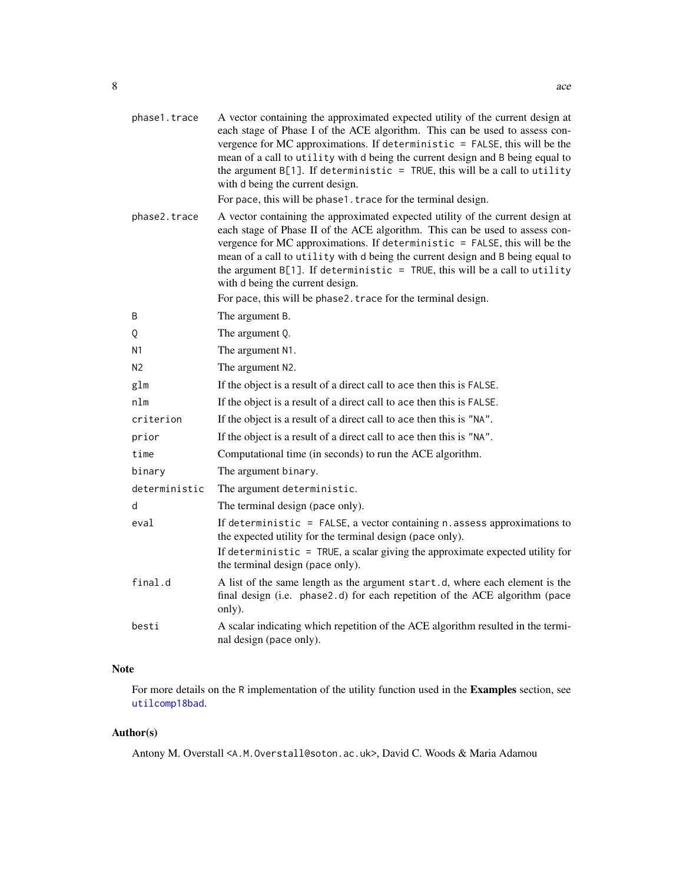| | |
|---|---|
| phase1.trace | A vector containing the approximated expected utility of the current design at each stage of Phase I of the ACE algorithm. This can be used to assess convergence for MC approximations. If `deterministic = FALSE`, this will be the mean of a call to `utility` with `d` being the current design and `B` being equal to the argument `B[1]`. If `deterministic = TRUE`, this will be a call to `utility` with `d` being the current design.<br>For pace, this will be `phase1.trace` for the terminal design. |
| phase2.trace | A vector containing the approximated expected utility of the current design at each stage of Phase II of the ACE algorithm. This can be used to assess convergence for MC approximations. If `deterministic = FALSE`, this will be the mean of a call to `utility` with `d` being the current design and `B` being equal to the argument `B[1]`. If `deterministic = TRUE`, this will be a call to `utility` with `d` being the current design.<br>For pace, this will be `phase2.trace` for the terminal design. |
| B | The argument `B`. |
| Q | The argument `Q`. |
| N1 | The argument `N1`. |
| N2 | The argument `N2`. |
| glm | If the object is a result of a direct call to ace then this is `FALSE`. |
| nlm | If the object is a result of a direct call to ace then this is `FALSE`. |
| criterion | If the object is a result of a direct call to ace then this is `"NA"`. |
| prior | If the object is a result of a direct call to ace then this is `"NA"`. |
| time | Computational time (in seconds) to run the ACE algorithm. |
| binary | The argument `binary`. |
| deterministic | The argument `deterministic`. |
| d | The terminal design (pace only). |
| eval | If `deterministic = FALSE`, a vector containing `n.assess` approximations to the expected utility for the terminal design (pace only).<br>If `deterministic = TRUE`, a scalar giving the approximate expected utility for the terminal design (pace only). |
| final.d | A list of the same length as the argument `start.d`, where each element is the final design (i.e. `phase2.d`) for each repetition of the ACE algorithm (pace only). |
| besti | A scalar indicating which repetition of the ACE algorithm resulted in the terminal design (pace only). |

## Note

For more details on the R implementation of the utility function used in the **Examples** section, see `utilcomp18bad`.

## Author(s)

Antony M. Overstall <A.M.Overstall@soton.ac.uk>, David C. Woods & Maria Adamou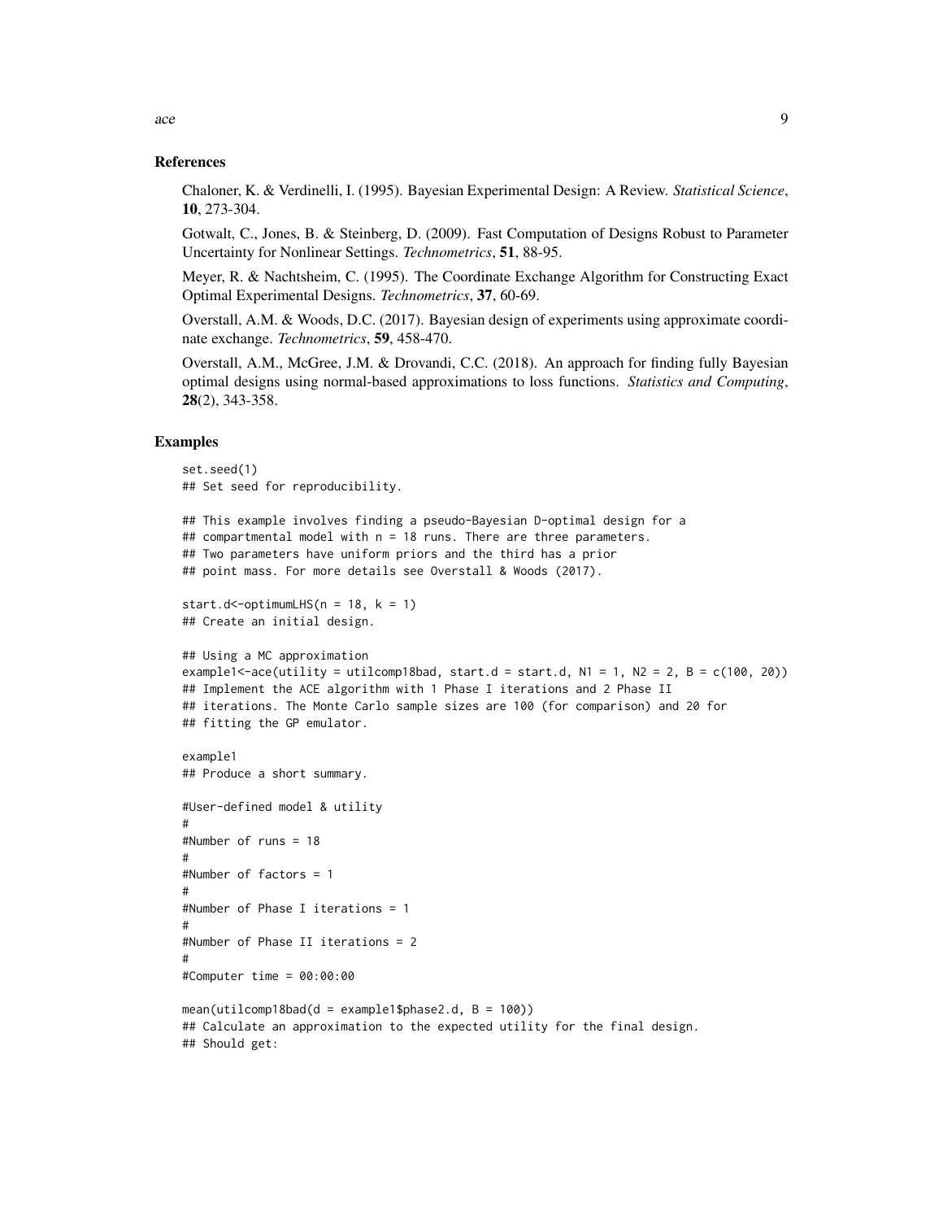## References

Chaloner, K. & Verdinelli, I. (1995). Bayesian Experimental Design: A Review. *Statistical Science*, **10**, 273-304.

Gotwalt, C., Jones, B. & Steinberg, D. (2009). Fast Computation of Designs Robust to Parameter Uncertainty for Nonlinear Settings. *Technometrics*, **51**, 88-95.

Meyer, R. & Nachtsheim, C. (1995). The Coordinate Exchange Algorithm for Constructing Exact Optimal Experimental Designs. *Technometrics*, **37**, 60-69.

Overstall, A.M. & Woods, D.C. (2017). Bayesian design of experiments using approximate coordinate exchange. *Technometrics*, **59**, 458-470.

Overstall, A.M., McGree, J.M. & Drovandi, C.C. (2018). An approach for finding fully Bayesian optimal designs using normal-based approximations to loss functions. *Statistics and Computing*, **28**(2), 343-358.

## Examples

```
set.seed(1)
## Set seed for reproducibility.

## This example involves finding a pseudo-Bayesian D-optimal design for a
## compartmental model with n = 18 runs. There are three parameters.
## Two parameters have uniform priors and the third has a prior
## point mass. For more details see Overstall & Woods (2017).

start.d<-optimumLHS(n = 18, k = 1)
## Create an initial design.

## Using a MC approximation
example1<-ace(utility = utilcomp18bad, start.d = start.d, N1 = 1, N2 = 2, B = c(100, 20))
## Implement the ACE algorithm with 1 Phase I iterations and 2 Phase II
## iterations. The Monte Carlo sample sizes are 100 (for comparison) and 20 for
## fitting the GP emulator.

example1
## Produce a short summary.

#User-defined model & utility
#
#Number of runs = 18
#
#Number of factors = 1
#
#Number of Phase I iterations = 1
#
#Number of Phase II iterations = 2
#
#Computer time = 00:00:00

mean(utilcomp18bad(d = example1$phase2.d, B = 100))
## Calculate an approximation to the expected utility for the final design.
## Should get:
```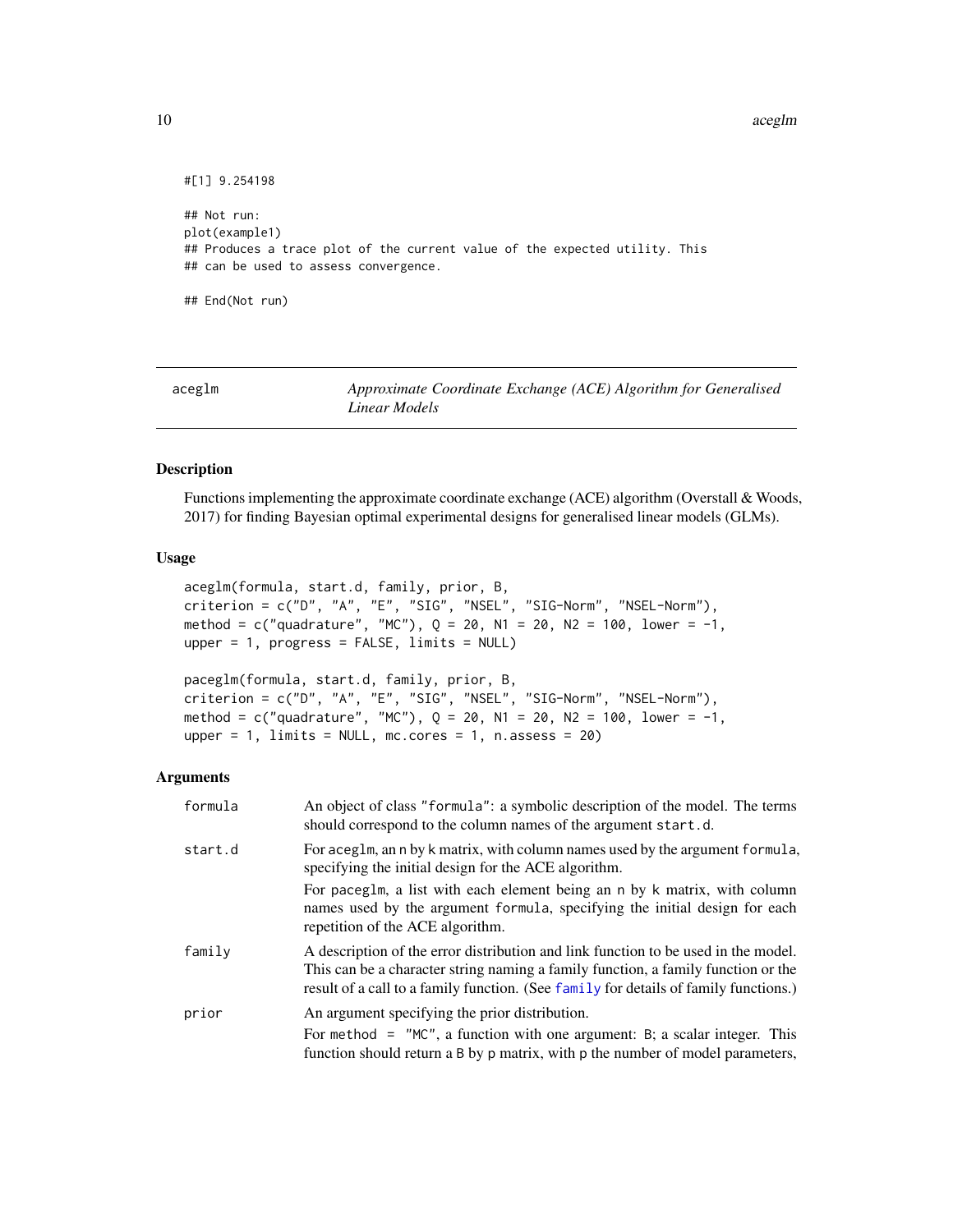```
#[1] 9.254198

## Not run:
plot(example1)
## Produces a trace plot of the current value of the expected utility. This
## can be used to assess convergence.

## End(Not run)
```

---

aceglm — *Approximate Coordinate Exchange (ACE) Algorithm for Generalised Linear Models*

---

### Description

Functions implementing the approximate coordinate exchange (ACE) algorithm (Overstall & Woods, 2017) for finding Bayesian optimal experimental designs for generalised linear models (GLMs).

### Usage

```
aceglm(formula, start.d, family, prior, B,
criterion = c("D", "A", "E", "SIG", "NSEL", "SIG-Norm", "NSEL-Norm"),
method = c("quadrature", "MC"), Q = 20, N1 = 20, N2 = 100, lower = -1,
upper = 1, progress = FALSE, limits = NULL)

paceglm(formula, start.d, family, prior, B,
criterion = c("D", "A", "E", "SIG", "NSEL", "SIG-Norm", "NSEL-Norm"),
method = c("quadrature", "MC"), Q = 20, N1 = 20, N2 = 100, lower = -1,
upper = 1, limits = NULL, mc.cores = 1, n.assess = 20)
```

### Arguments

| | |
|---|---|
| `formula` | An object of class `"formula"`: a symbolic description of the model. The terms should correspond to the column names of the argument `start.d`. |
| `start.d` | For `aceglm`, an `n` by `k` matrix, with column names used by the argument `formula`, specifying the initial design for the ACE algorithm. <br> For `paceglm`, a list with each element being an `n` by `k` matrix, with column names used by the argument `formula`, specifying the initial design for each repetition of the ACE algorithm. |
| `family` | A description of the error distribution and link function to be used in the model. This can be a character string naming a family function, a family function or the result of a call to a family function. (See `family` for details of family functions.) |
| `prior` | An argument specifying the prior distribution. <br> For `method = "MC"`, a function with one argument: `B`; a scalar integer. This function should return a `B` by `p` matrix, with `p` the number of model parameters, |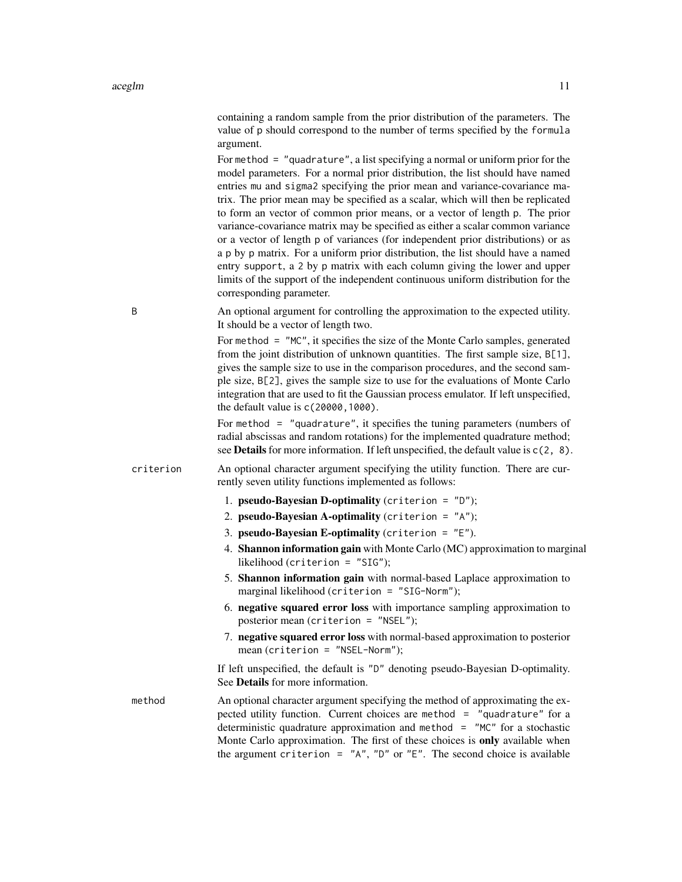containing a random sample from the prior distribution of the parameters. The value of `p` should correspond to the number of terms specified by the `formula` argument.

For `method = "quadrature"`, a list specifying a normal or uniform prior for the model parameters. For a normal prior distribution, the list should have named entries `mu` and `sigma2` specifying the prior mean and variance-covariance matrix. The prior mean may be specified as a scalar, which will then be replicated to form an vector of common prior means, or a vector of length `p`. The prior variance-covariance matrix may be specified as either a scalar common variance or a vector of length `p` of variances (for independent prior distributions) or as a `p` by `p` matrix. For a uniform prior distribution, the list should have a named entry `support`, a `2` by `p` matrix with each column giving the lower and upper limits of the support of the independent continuous uniform distribution for the corresponding parameter.

`B` — An optional argument for controlling the approximation to the expected utility. It should be a vector of length two.

For `method = "MC"`, it specifies the size of the Monte Carlo samples, generated from the joint distribution of unknown quantities. The first sample size, `B[1]`, gives the sample size to use in the comparison procedures, and the second sample size, `B[2]`, gives the sample size to use for the evaluations of Monte Carlo integration that are used to fit the Gaussian process emulator. If left unspecified, the default value is `c(20000,1000)`.

For `method = "quadrature"`, it specifies the tuning parameters (numbers of radial abscissas and random rotations) for the implemented quadrature method; see **Details** for more information. If left unspecified, the default value is `c(2, 8)`.

`criterion` — An optional character argument specifying the utility function. There are currently seven utility functions implemented as follows:

1. **pseudo-Bayesian D-optimality** (`criterion = "D"`);
2. **pseudo-Bayesian A-optimality** (`criterion = "A"`);
3. **pseudo-Bayesian E-optimality** (`criterion = "E"`).
4. **Shannon information gain** with Monte Carlo (MC) approximation to marginal likelihood (`criterion = "SIG"`);
5. **Shannon information gain** with normal-based Laplace approximation to marginal likelihood (`criterion = "SIG-Norm"`);
6. **negative squared error loss** with importance sampling approximation to posterior mean (`criterion = "NSEL"`);
7. **negative squared error loss** with normal-based approximation to posterior mean (`criterion = "NSEL-Norm"`);

If left unspecified, the default is `"D"` denoting pseudo-Bayesian D-optimality. See **Details** for more information.

`method` — An optional character argument specifying the method of approximating the expected utility function. Current choices are `method = "quadrature"` for a deterministic quadrature approximation and `method = "MC"` for a stochastic Monte Carlo approximation. The first of these choices is **only** available when the argument `criterion = "A"`, `"D"` or `"E"`. The second choice is available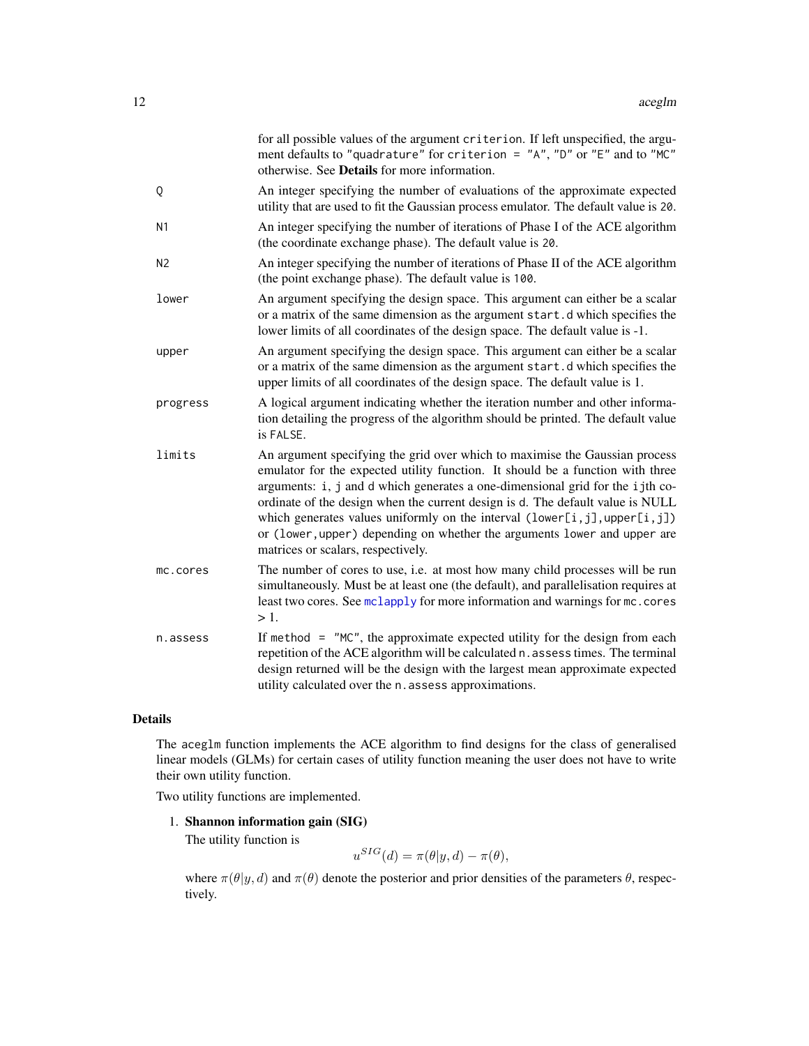| | |
|---|---|
| | for all possible values of the argument `criterion`. If left unspecified, the argument defaults to `"quadrature"` for `criterion = "A"`, `"D"` or `"E"` and to `"MC"` otherwise. See **Details** for more information. |
| `Q` | An integer specifying the number of evaluations of the approximate expected utility that are used to fit the Gaussian process emulator. The default value is `20`. |
| `N1` | An integer specifying the number of iterations of Phase I of the ACE algorithm (the coordinate exchange phase). The default value is `20`. |
| `N2` | An integer specifying the number of iterations of Phase II of the ACE algorithm (the point exchange phase). The default value is `100`. |
| `lower` | An argument specifying the design space. This argument can either be a scalar or a matrix of the same dimension as the argument `start.d` which specifies the lower limits of all coordinates of the design space. The default value is -1. |
| `upper` | An argument specifying the design space. This argument can either be a scalar or a matrix of the same dimension as the argument `start.d` which specifies the upper limits of all coordinates of the design space. The default value is 1. |
| `progress` | A logical argument indicating whether the iteration number and other information detailing the progress of the algorithm should be printed. The default value is `FALSE`. |
| `limits` | An argument specifying the grid over which to maximise the Gaussian process emulator for the expected utility function. It should be a function with three arguments: `i`, `j` and `d` which generates a one-dimensional grid for the `ij`th coordinate of the design when the current design is `d`. The default value is NULL which generates values uniformly on the interval `(lower[i,j],upper[i,j])` or `(lower,upper)` depending on whether the arguments `lower` and `upper` are matrices or scalars, respectively. |
| `mc.cores` | The number of cores to use, i.e. at most how many child processes will be run simultaneously. Must be at least one (the default), and parallelisation requires at least two cores. See `mclapply` for more information and warnings for `mc.cores` > 1. |
| `n.assess` | If `method = "MC"`, the approximate expected utility for the design from each repetition of the ACE algorithm will be calculated `n.assess` times. The terminal design returned will be the design with the largest mean approximate expected utility calculated over the `n.assess` approximations. |

## Details

The `aceglm` function implements the ACE algorithm to find designs for the class of generalised linear models (GLMs) for certain cases of utility function meaning the user does not have to write their own utility function.

Two utility functions are implemented.

1. **Shannon information gain (SIG)**
   The utility function is
   $$u^{SIG}(d) = \pi(\theta|y,d) - \pi(\theta),$$
   where $\pi(\theta|y,d)$ and $\pi(\theta)$ denote the posterior and prior densities of the parameters $\theta$, respectively.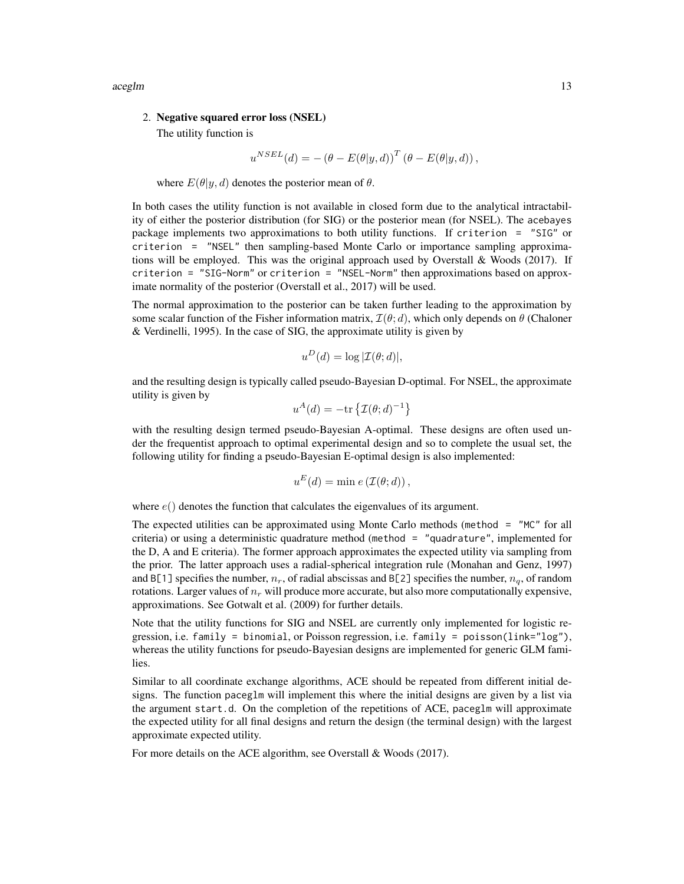2. **Negative squared error loss (NSEL)**

   The utility function is

$$u^{NSEL}(d) = -\left(\theta - E(\theta|y,d)\right)^T \left(\theta - E(\theta|y,d)\right),$$

   where $E(\theta|y,d)$ denotes the posterior mean of $\theta$.

In both cases the utility function is not available in closed form due to the analytical intractability of either the posterior distribution (for SIG) or the posterior mean (for NSEL). The acebayes package implements two approximations to both utility functions. If `criterion = "SIG"` or `criterion = "NSEL"` then sampling-based Monte Carlo or importance sampling approximations will be employed. This was the original approach used by Overstall & Woods (2017). If `criterion = "SIG-Norm"` or `criterion = "NSEL-Norm"` then approximations based on approximate normality of the posterior (Overstall et al., 2017) will be used.

The normal approximation to the posterior can be taken further leading to the approximation by some scalar function of the Fisher information matrix, $\mathcal{I}(\theta; d)$, which only depends on $\theta$ (Chaloner & Verdinelli, 1995). In the case of SIG, the approximate utility is given by

$$u^{D}(d) = \log |\mathcal{I}(\theta; d)|,$$

and the resulting design is typically called pseudo-Bayesian D-optimal. For NSEL, the approximate utility is given by

$$u^{A}(d) = -\mathrm{tr}\left\{\mathcal{I}(\theta; d)^{-1}\right\}$$

with the resulting design termed pseudo-Bayesian A-optimal. These designs are often used under the frequentist approach to optimal experimental design and so to complete the usual set, the following utility for finding a pseudo-Bayesian E-optimal design is also implemented:

$$u^{E}(d) = \min e\left(\mathcal{I}(\theta; d)\right),$$

where $e()$ denotes the function that calculates the eigenvalues of its argument.

The expected utilities can be approximated using Monte Carlo methods (`method = "MC"` for all criteria) or using a deterministic quadrature method (`method = "quadrature"`, implemented for the D, A and E criteria). The former approach approximates the expected utility via sampling from the prior. The latter approach uses a radial-spherical integration rule (Monahan and Genz, 1997) and `B[1]` specifies the number, $n_r$, of radial abscissas and `B[2]` specifies the number, $n_q$, of random rotations. Larger values of $n_r$ will produce more accurate, but also more computationally expensive, approximations. See Gotwalt et al. (2009) for further details.

Note that the utility functions for SIG and NSEL are currently only implemented for logistic regression, i.e. `family = binomial`, or Poisson regression, i.e. `family = poisson(link="log")`, whereas the utility functions for pseudo-Bayesian designs are implemented for generic GLM families.

Similar to all coordinate exchange algorithms, ACE should be repeated from different initial designs. The function `paceglm` will implement this where the initial designs are given by a list via the argument `start.d`. On the completion of the repetitions of ACE, `paceglm` will approximate the expected utility for all final designs and return the design (the terminal design) with the largest approximate expected utility.

For more details on the ACE algorithm, see Overstall & Woods (2017).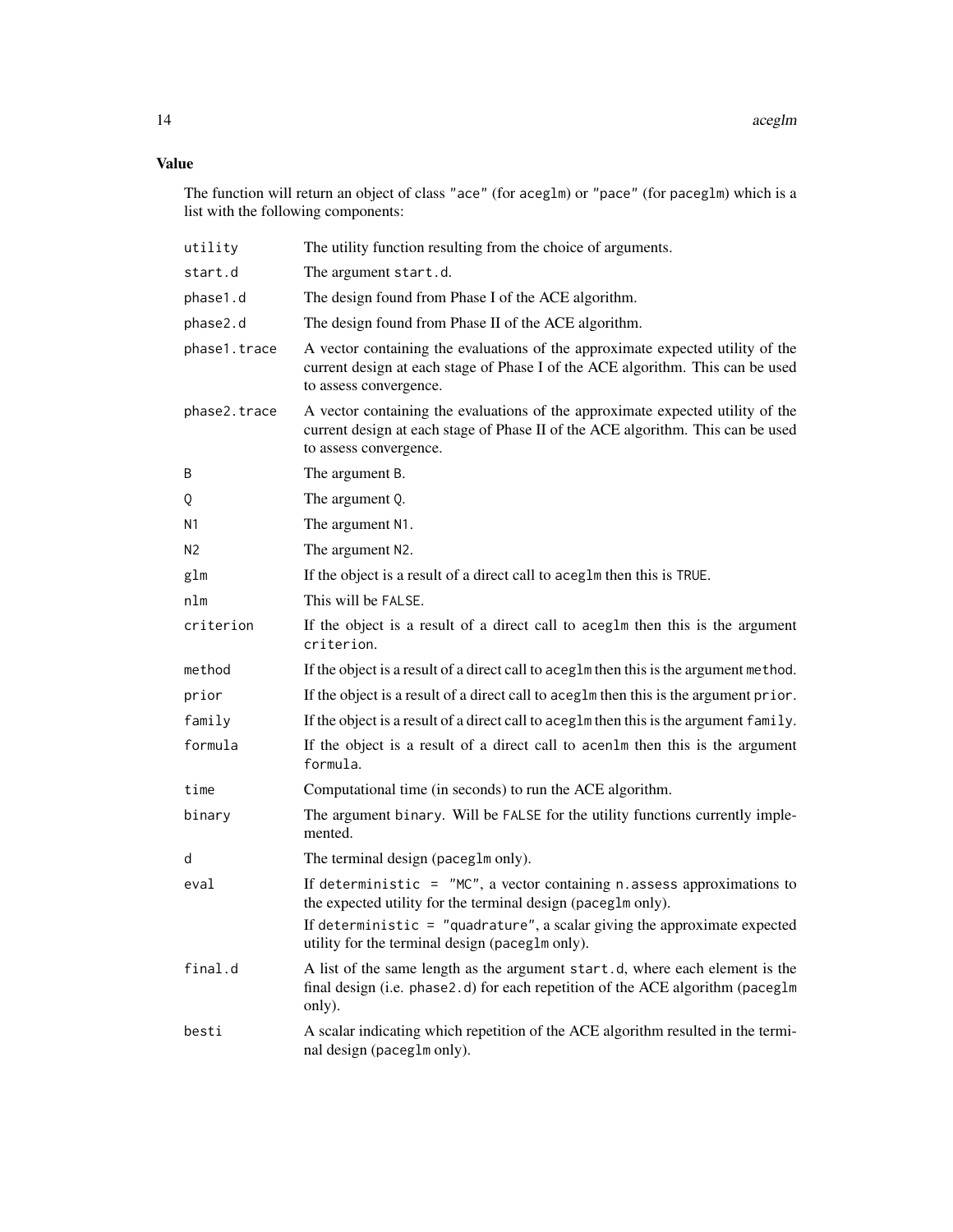### Value

The function will return an object of class "ace" (for aceglm) or "pace" (for paceglm) which is a list with the following components:

| | |
|---|---|
| utility | The utility function resulting from the choice of arguments. |
| start.d | The argument start.d. |
| phase1.d | The design found from Phase I of the ACE algorithm. |
| phase2.d | The design found from Phase II of the ACE algorithm. |
| phase1.trace | A vector containing the evaluations of the approximate expected utility of the current design at each stage of Phase I of the ACE algorithm. This can be used to assess convergence. |
| phase2.trace | A vector containing the evaluations of the approximate expected utility of the current design at each stage of Phase II of the ACE algorithm. This can be used to assess convergence. |
| B | The argument B. |
| Q | The argument Q. |
| N1 | The argument N1. |
| N2 | The argument N2. |
| glm | If the object is a result of a direct call to aceglm then this is TRUE. |
| nlm | This will be FALSE. |
| criterion | If the object is a result of a direct call to aceglm then this is the argument criterion. |
| method | If the object is a result of a direct call to aceglm then this is the argument method. |
| prior | If the object is a result of a direct call to aceglm then this is the argument prior. |
| family | If the object is a result of a direct call to aceglm then this is the argument family. |
| formula | If the object is a result of a direct call to acenlm then this is the argument formula. |
| time | Computational time (in seconds) to run the ACE algorithm. |
| binary | The argument binary. Will be FALSE for the utility functions currently implemented. |
| d | The terminal design (paceglm only). |
| eval | If deterministic = "MC", a vector containing n.assess approximations to the expected utility for the terminal design (paceglm only). If deterministic = "quadrature", a scalar giving the approximate expected utility for the terminal design (paceglm only). |
| final.d | A list of the same length as the argument start.d, where each element is the final design (i.e. phase2.d) for each repetition of the ACE algorithm (paceglm only). |
| besti | A scalar indicating which repetition of the ACE algorithm resulted in the terminal design (paceglm only). |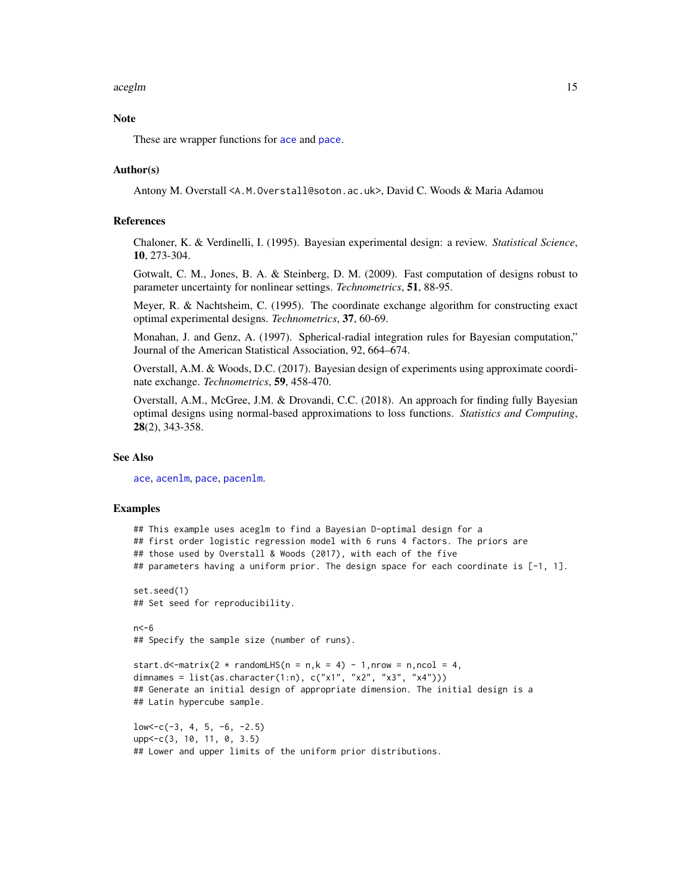## Note

These are wrapper functions for ace and pace.

## Author(s)

Antony M. Overstall <A.M.Overstall@soton.ac.uk>, David C. Woods & Maria Adamou

## References

Chaloner, K. & Verdinelli, I. (1995). Bayesian experimental design: a review. *Statistical Science*, **10**, 273-304.

Gotwalt, C. M., Jones, B. A. & Steinberg, D. M. (2009). Fast computation of designs robust to parameter uncertainty for nonlinear settings. *Technometrics*, **51**, 88-95.

Meyer, R. & Nachtsheim, C. (1995). The coordinate exchange algorithm for constructing exact optimal experimental designs. *Technometrics*, **37**, 60-69.

Monahan, J. and Genz, A. (1997). Spherical-radial integration rules for Bayesian computation," Journal of the American Statistical Association, 92, 664–674.

Overstall, A.M. & Woods, D.C. (2017). Bayesian design of experiments using approximate coordinate exchange. *Technometrics*, **59**, 458-470.

Overstall, A.M., McGree, J.M. & Drovandi, C.C. (2018). An approach for finding fully Bayesian optimal designs using normal-based approximations to loss functions. *Statistics and Computing*, **28**(2), 343-358.

## See Also

ace, acenlm, pace, pacenlm.

## Examples

```
## This example uses aceglm to find a Bayesian D-optimal design for a
## first order logistic regression model with 6 runs 4 factors. The priors are
## those used by Overstall & Woods (2017), with each of the five
## parameters having a uniform prior. The design space for each coordinate is [-1, 1].

set.seed(1)
## Set seed for reproducibility.

n<-6
## Specify the sample size (number of runs).

start.d<-matrix(2 * randomLHS(n = n,k = 4) - 1,nrow = n,ncol = 4,
dimnames = list(as.character(1:n), c("x1", "x2", "x3", "x4")))
## Generate an initial design of appropriate dimension. The initial design is a
## Latin hypercube sample.

low<-c(-3, 4, 5, -6, -2.5)
upp<-c(3, 10, 11, 0, 3.5)
## Lower and upper limits of the uniform prior distributions.
```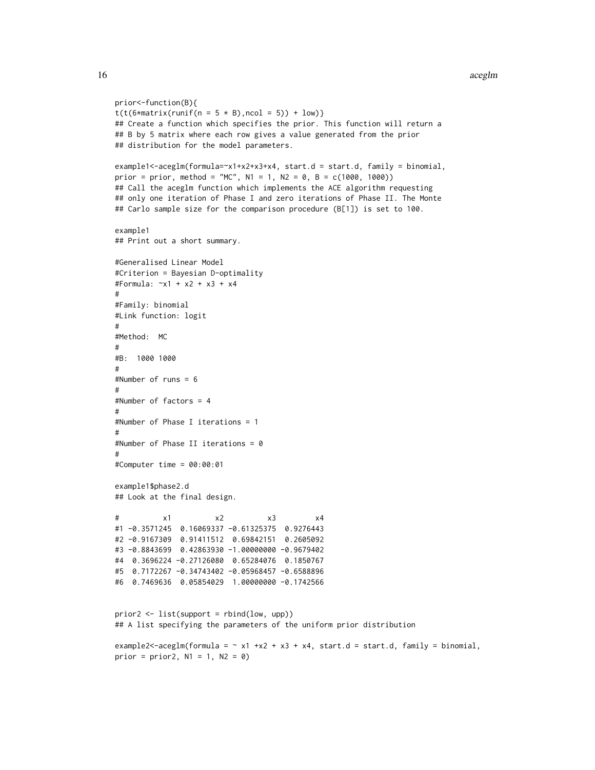```
prior<-function(B){
t(t(6*matrix(runif(n = 5 * B),ncol = 5)) + low)}
## Create a function which specifies the prior. This function will return a
## B by 5 matrix where each row gives a value generated from the prior
## distribution for the model parameters.

example1<-aceglm(formula=~x1+x2+x3+x4, start.d = start.d, family = binomial,
prior = prior, method = "MC", N1 = 1, N2 = 0, B = c(1000, 1000))
## Call the aceglm function which implements the ACE algorithm requesting
## only one iteration of Phase I and zero iterations of Phase II. The Monte
## Carlo sample size for the comparison procedure (B[1]) is set to 100.

example1
## Print out a short summary.

#Generalised Linear Model
#Criterion = Bayesian D-optimality
#Formula: ~x1 + x2 + x3 + x4
#
#Family: binomial
#Link function: logit
#
#Method:  MC
#
#B:  1000 1000
#
#Number of runs = 6
#
#Number of factors = 4
#
#Number of Phase I iterations = 1
#
#Number of Phase II iterations = 0
#
#Computer time = 00:00:01

example1$phase2.d
## Look at the final design.

#           x1          x2          x3         x4
#1 -0.3571245  0.16069337 -0.61325375  0.9276443
#2 -0.9167309  0.91411512  0.69842151  0.2605092
#3 -0.8843699  0.42863930 -1.00000000 -0.9679402
#4  0.3696224 -0.27126080  0.65284076  0.1850767
#5  0.7172267 -0.34743402 -0.05968457 -0.6588896
#6  0.7469636  0.05854029  1.00000000 -0.1742566


prior2 <- list(support = rbind(low, upp))
## A list specifying the parameters of the uniform prior distribution

example2<-aceglm(formula = ~ x1 +x2 + x3 + x4, start.d = start.d, family = binomial,
prior = prior2, N1 = 1, N2 = 0)
```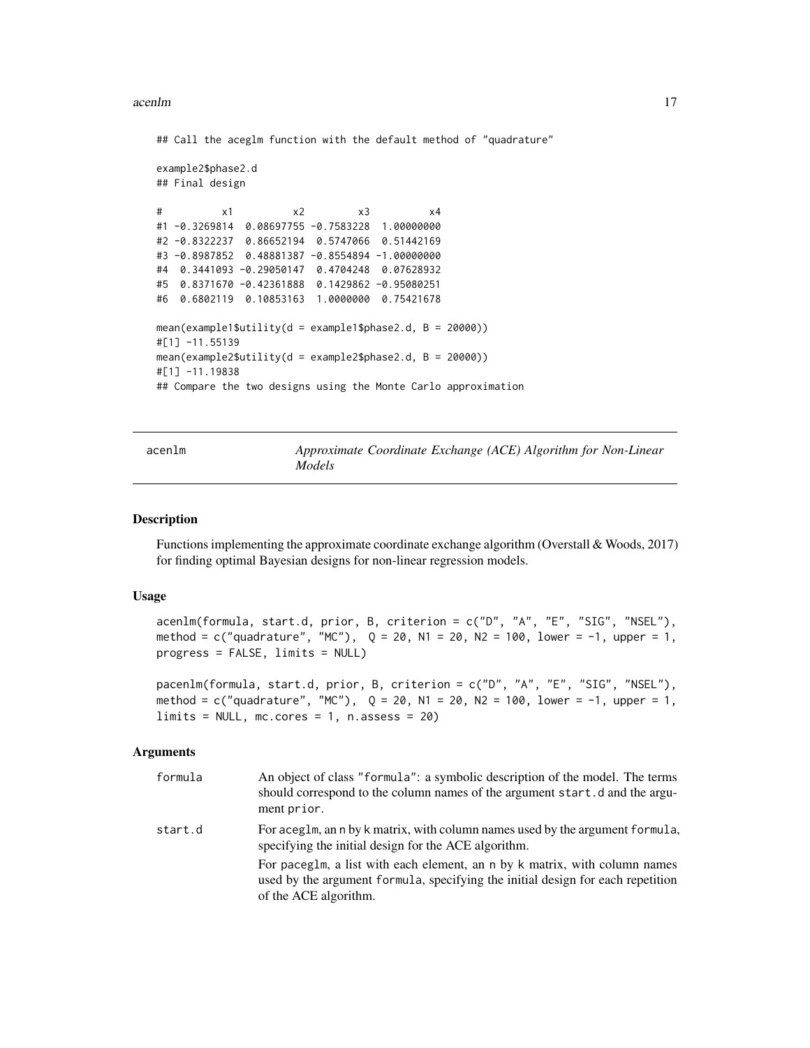```
## Call the aceglm function with the default method of "quadrature"

example2$phase2.d
## Final design

#          x1          x2         x3          x4
#1 -0.3269814  0.08697755 -0.7583228  1.00000000
#2 -0.8322237  0.86652194  0.5747066  0.51442169
#3 -0.8987852  0.48881387 -0.8554894 -1.00000000
#4  0.3441093 -0.29050147  0.4704248  0.07628932
#5  0.8371670 -0.42361888  0.1429862 -0.95080251
#6  0.6802119  0.10853163  1.0000000  0.75421678

mean(example1$utility(d = example1$phase2.d, B = 20000))
#[1] -11.55139
mean(example2$utility(d = example2$phase2.d, B = 20000))
#[1] -11.19838
## Compare the two designs using the Monte Carlo approximation
```

---

## acenlm — *Approximate Coordinate Exchange (ACE) Algorithm for Non-Linear Models*

### Description

Functions implementing the approximate coordinate exchange algorithm (Overstall & Woods, 2017) for finding optimal Bayesian designs for non-linear regression models.

### Usage

```
acenlm(formula, start.d, prior, B, criterion = c("D", "A", "E", "SIG", "NSEL"),
method = c("quadrature", "MC"),  Q = 20, N1 = 20, N2 = 100, lower = -1, upper = 1,
progress = FALSE, limits = NULL)

pacenlm(formula, start.d, prior, B, criterion = c("D", "A", "E", "SIG", "NSEL"),
method = c("quadrature", "MC"),  Q = 20, N1 = 20, N2 = 100, lower = -1, upper = 1,
limits = NULL, mc.cores = 1, n.assess = 20)
```

### Arguments

| | |
|---|---|
| formula | An object of class "formula": a symbolic description of the model. The terms should correspond to the column names of the argument start.d and the argument prior. |
| start.d | For aceglm, an n by k matrix, with column names used by the argument formula, specifying the initial design for the ACE algorithm.<br>For paceglm, a list with each element, an n by k matrix, with column names used by the argument formula, specifying the initial design for each repetition of the ACE algorithm. |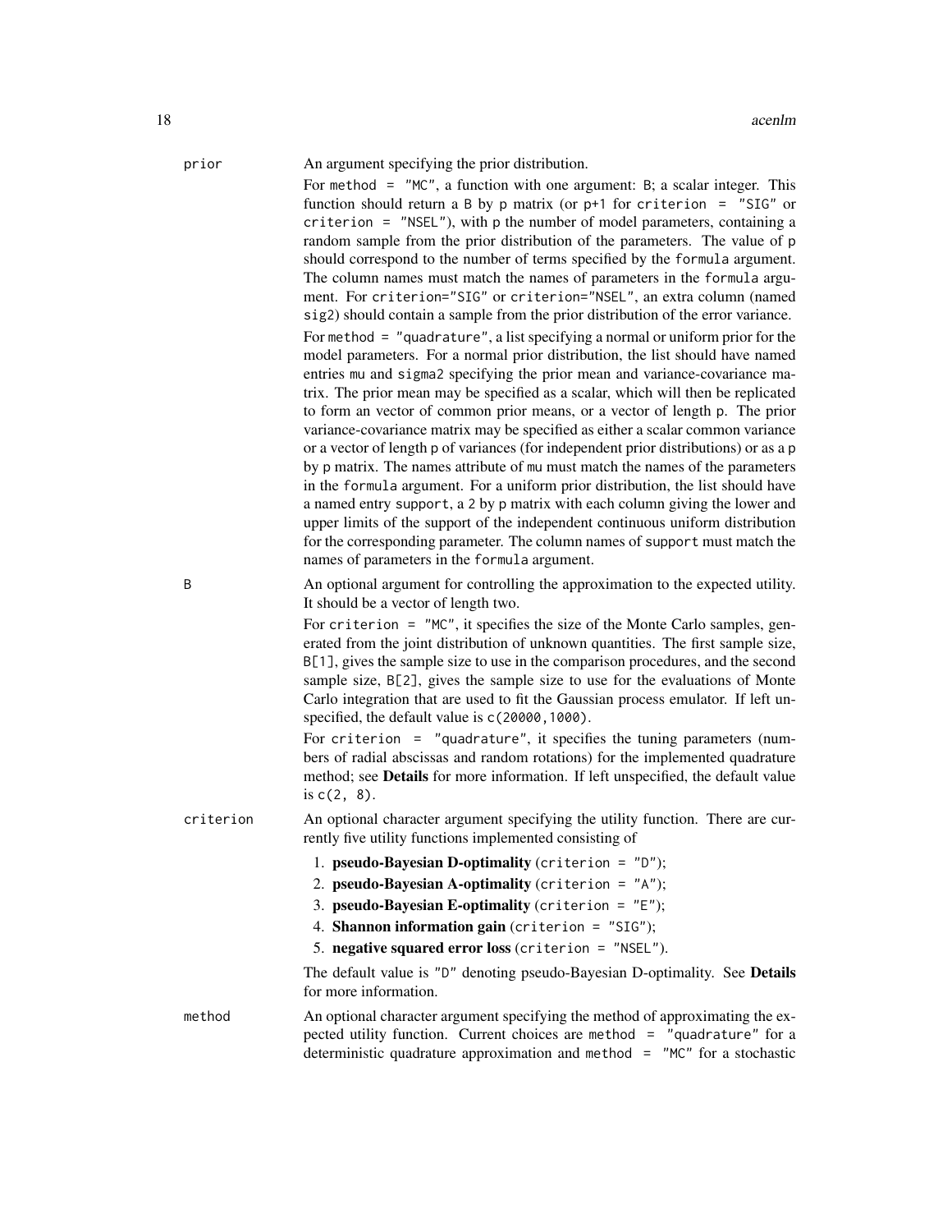**prior** An argument specifying the prior distribution.

For `method = "MC"`, a function with one argument: `B`; a scalar integer. This function should return a `B` by `p` matrix (or `p+1` for `criterion = "SIG"` or `criterion = "NSEL"`), with `p` the number of model parameters, containing a random sample from the prior distribution of the parameters. The value of `p` should correspond to the number of terms specified by the `formula` argument. The column names must match the names of parameters in the `formula` argument. For `criterion="SIG"` or `criterion="NSEL"`, an extra column (named `sig2`) should contain a sample from the prior distribution of the error variance.

For `method = "quadrature"`, a list specifying a normal or uniform prior for the model parameters. For a normal prior distribution, the list should have named entries `mu` and `sigma2` specifying the prior mean and variance-covariance matrix. The prior mean may be specified as a scalar, which will then be replicated to form an vector of common prior means, or a vector of length `p`. The prior variance-covariance matrix may be specified as either a scalar common variance or a vector of length `p` of variances (for independent prior distributions) or as a `p` by `p` matrix. The names attribute of `mu` must match the names of the parameters in the `formula` argument. For a uniform prior distribution, the list should have a named entry `support`, a `2` by `p` matrix with each column giving the lower and upper limits of the support of the independent continuous uniform distribution for the corresponding parameter. The column names of `support` must match the names of parameters in the `formula` argument.

**B** An optional argument for controlling the approximation to the expected utility. It should be a vector of length two.

For `criterion = "MC"`, it specifies the size of the Monte Carlo samples, generated from the joint distribution of unknown quantities. The first sample size, `B[1]`, gives the sample size to use in the comparison procedures, and the second sample size, `B[2]`, gives the sample size to use for the evaluations of Monte Carlo integration that are used to fit the Gaussian process emulator. If left unspecified, the default value is `c(20000,1000)`.

For `criterion = "quadrature"`, it specifies the tuning parameters (numbers of radial abscissas and random rotations) for the implemented quadrature method; see **Details** for more information. If left unspecified, the default value is `c(2, 8)`.

**criterion** An optional character argument specifying the utility function. There are currently five utility functions implemented consisting of

1. **pseudo-Bayesian D-optimality** (`criterion = "D"`);
2. **pseudo-Bayesian A-optimality** (`criterion = "A"`);
3. **pseudo-Bayesian E-optimality** (`criterion = "E"`);
4. **Shannon information gain** (`criterion = "SIG"`);
5. **negative squared error loss** (`criterion = "NSEL"`).

The default value is `"D"` denoting pseudo-Bayesian D-optimality. See **Details** for more information.

**method** An optional character argument specifying the method of approximating the expected utility function. Current choices are `method = "quadrature"` for a deterministic quadrature approximation and `method = "MC"` for a stochastic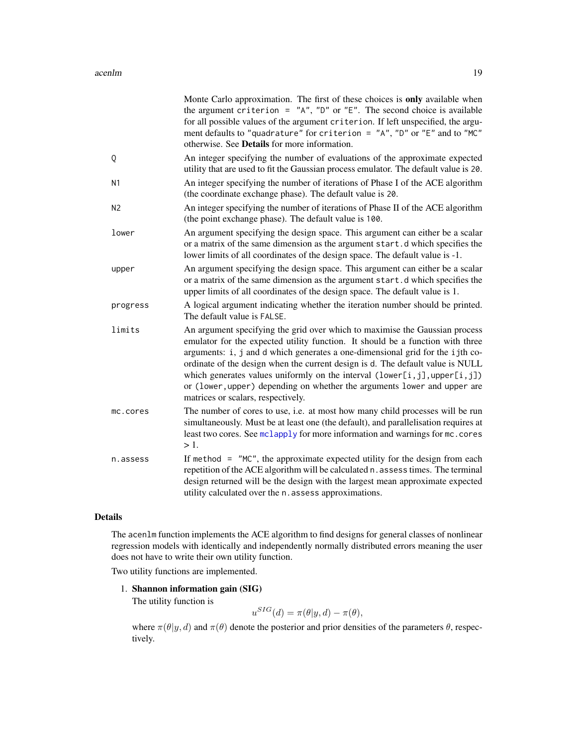Monte Carlo approximation. The first of these choices is **only** available when the argument `criterion = "A"`, `"D"` or `"E"`. The second choice is available for all possible values of the argument `criterion`. If left unspecified, the argument defaults to `"quadrature"` for `criterion = "A"`, `"D"` or `"E"` and to `"MC"` otherwise. See **Details** for more information.

| | |
|---|---|
| `Q` | An integer specifying the number of evaluations of the approximate expected utility that are used to fit the Gaussian process emulator. The default value is `20`. |
| `N1` | An integer specifying the number of iterations of Phase I of the ACE algorithm (the coordinate exchange phase). The default value is `20`. |
| `N2` | An integer specifying the number of iterations of Phase II of the ACE algorithm (the point exchange phase). The default value is `100`. |
| `lower` | An argument specifying the design space. This argument can either be a scalar or a matrix of the same dimension as the argument `start.d` which specifies the lower limits of all coordinates of the design space. The default value is -1. |
| `upper` | An argument specifying the design space. This argument can either be a scalar or a matrix of the same dimension as the argument `start.d` which specifies the upper limits of all coordinates of the design space. The default value is 1. |
| `progress` | A logical argument indicating whether the iteration number should be printed. The default value is `FALSE`. |
| `limits` | An argument specifying the grid over which to maximise the Gaussian process emulator for the expected utility function. It should be a function with three arguments: `i`, `j` and `d` which generates a one-dimensional grid for the `ij`th coordinate of the design when the current design is `d`. The default value is NULL which generates values uniformly on the interval `(lower[i,j],upper[i,j])` or `(lower,upper)` depending on whether the arguments `lower` and `upper` are matrices or scalars, respectively. |
| `mc.cores` | The number of cores to use, i.e. at most how many child processes will be run simultaneously. Must be at least one (the default), and parallelisation requires at least two cores. See `mclapply` for more information and warnings for `mc.cores` > 1. |
| `n.assess` | If `method = "MC"`, the approximate expected utility for the design from each repetition of the ACE algorithm will be calculated `n.assess` times. The terminal design returned will be the design with the largest mean approximate expected utility calculated over the `n.assess` approximations. |

## Details

The `acenlm` function implements the ACE algorithm to find designs for general classes of nonlinear regression models with identically and independently normally distributed errors meaning the user does not have to write their own utility function.

Two utility functions are implemented.

1. **Shannon information gain (SIG)**
   The utility function is
   $$u^{SIG}(d) = \pi(\theta|y,d) - \pi(\theta),$$
   where $\pi(\theta|y,d)$ and $\pi(\theta)$ denote the posterior and prior densities of the parameters $\theta$, respectively.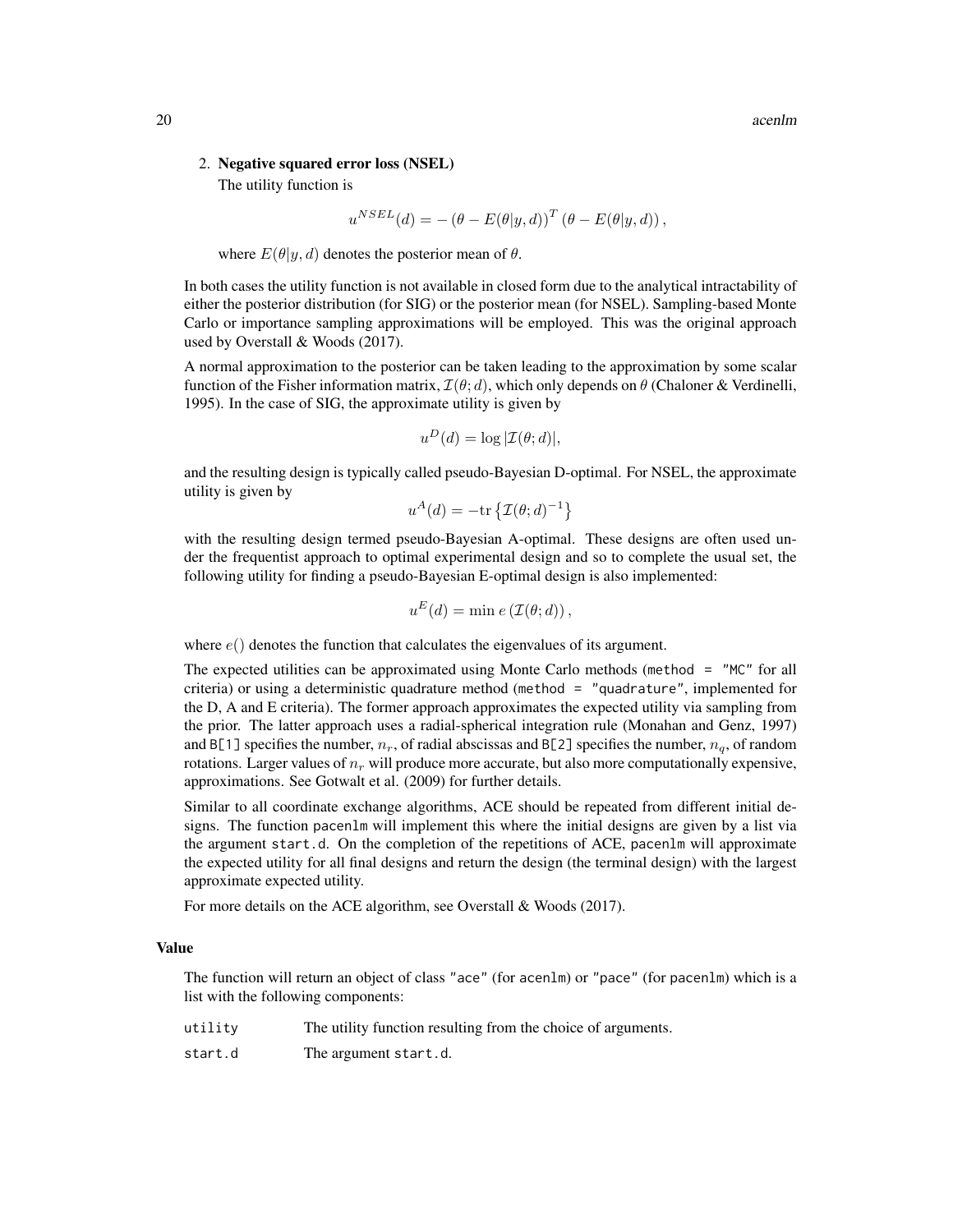2. **Negative squared error loss (NSEL)**

   The utility function is

$$u^{NSEL}(d) = -\left(\theta - E(\theta|y,d)\right)^T \left(\theta - E(\theta|y,d)\right),$$

   where $E(\theta|y,d)$ denotes the posterior mean of $\theta$.

In both cases the utility function is not available in closed form due to the analytical intractability of either the posterior distribution (for SIG) or the posterior mean (for NSEL). Sampling-based Monte Carlo or importance sampling approximations will be employed. This was the original approach used by Overstall & Woods (2017).

A normal approximation to the posterior can be taken leading to the approximation by some scalar function of the Fisher information matrix, $\mathcal{I}(\theta;d)$, which only depends on $\theta$ (Chaloner & Verdinelli, 1995). In the case of SIG, the approximate utility is given by

$$u^D(d) = \log|\mathcal{I}(\theta;d)|,$$

and the resulting design is typically called pseudo-Bayesian D-optimal. For NSEL, the approximate utility is given by

$$u^A(d) = -\mathrm{tr}\left\{\mathcal{I}(\theta;d)^{-1}\right\}$$

with the resulting design termed pseudo-Bayesian A-optimal. These designs are often used under the frequentist approach to optimal experimental design and so to complete the usual set, the following utility for finding a pseudo-Bayesian E-optimal design is also implemented:

$$u^E(d) = \min e\left(\mathcal{I}(\theta;d)\right),$$

where $e()$ denotes the function that calculates the eigenvalues of its argument.

The expected utilities can be approximated using Monte Carlo methods (`method = "MC"` for all criteria) or using a deterministic quadrature method (`method = "quadrature"`, implemented for the D, A and E criteria). The former approach approximates the expected utility via sampling from the prior. The latter approach uses a radial-spherical integration rule (Monahan and Genz, 1997) and `B[1]` specifies the number, $n_r$, of radial abscissas and `B[2]` specifies the number, $n_q$, of random rotations. Larger values of $n_r$ will produce more accurate, but also more computationally expensive, approximations. See Gotwalt et al. (2009) for further details.

Similar to all coordinate exchange algorithms, ACE should be repeated from different initial designs. The function `pacenlm` will implement this where the initial designs are given by a list via the argument `start.d`. On the completion of the repetitions of ACE, `pacenlm` will approximate the expected utility for all final designs and return the design (the terminal design) with the largest approximate expected utility.

For more details on the ACE algorithm, see Overstall & Woods (2017).

### Value

The function will return an object of class `"ace"` (for `acenlm`) or `"pace"` (for `pacenlm`) which is a list with the following components:

| | |
|---|---|
| `utility` | The utility function resulting from the choice of arguments. |
| `start.d` | The argument `start.d`. |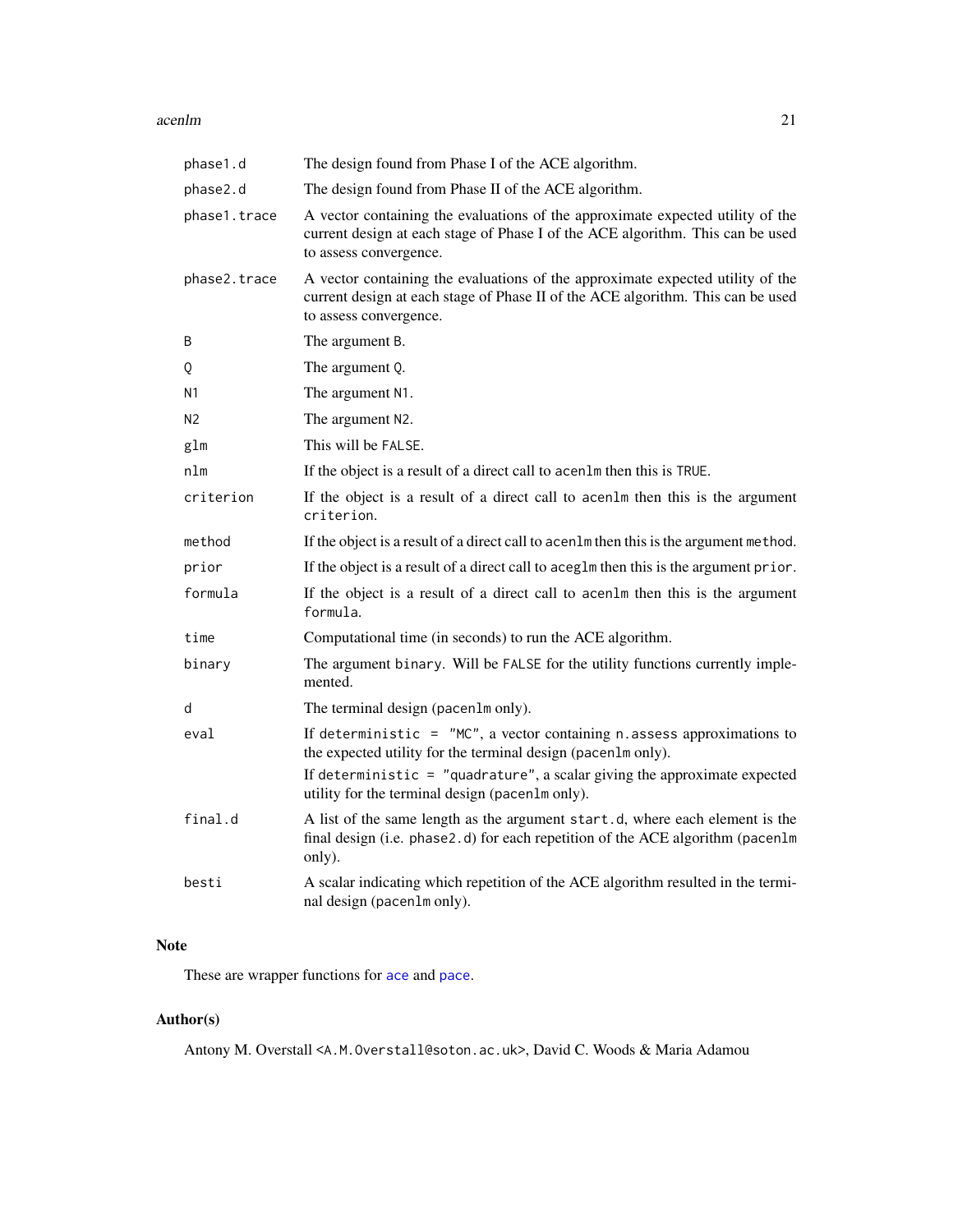| | |
|---|---|
| `phase1.d` | The design found from Phase I of the ACE algorithm. |
| `phase2.d` | The design found from Phase II of the ACE algorithm. |
| `phase1.trace` | A vector containing the evaluations of the approximate expected utility of the current design at each stage of Phase I of the ACE algorithm. This can be used to assess convergence. |
| `phase2.trace` | A vector containing the evaluations of the approximate expected utility of the current design at each stage of Phase II of the ACE algorithm. This can be used to assess convergence. |
| `B` | The argument `B`. |
| `Q` | The argument `Q`. |
| `N1` | The argument `N1`. |
| `N2` | The argument `N2`. |
| `glm` | This will be `FALSE`. |
| `nlm` | If the object is a result of a direct call to `acenlm` then this is `TRUE`. |
| `criterion` | If the object is a result of a direct call to `acenlm` then this is the argument `criterion`. |
| `method` | If the object is a result of a direct call to `acenlm` then this is the argument `method`. |
| `prior` | If the object is a result of a direct call to `aceglm` then this is the argument `prior`. |
| `formula` | If the object is a result of a direct call to `acenlm` then this is the argument `formula`. |
| `time` | Computational time (in seconds) to run the ACE algorithm. |
| `binary` | The argument `binary`. Will be `FALSE` for the utility functions currently implemented. |
| `d` | The terminal design (`pacenlm` only). |
| `eval` | If `deterministic = "MC"`, a vector containing `n.assess` approximations to the expected utility for the terminal design (`pacenlm` only). If `deterministic = "quadrature"`, a scalar giving the approximate expected utility for the terminal design (`pacenlm` only). |
| `final.d` | A list of the same length as the argument `start.d`, where each element is the final design (i.e. `phase2.d`) for each repetition of the ACE algorithm (`pacenlm` only). |
| `besti` | A scalar indicating which repetition of the ACE algorithm resulted in the terminal design (`pacenlm` only). |

## Note

These are wrapper functions for `ace` and `pace`.

## Author(s)

Antony M. Overstall <A.M.Overstall@soton.ac.uk>, David C. Woods & Maria Adamou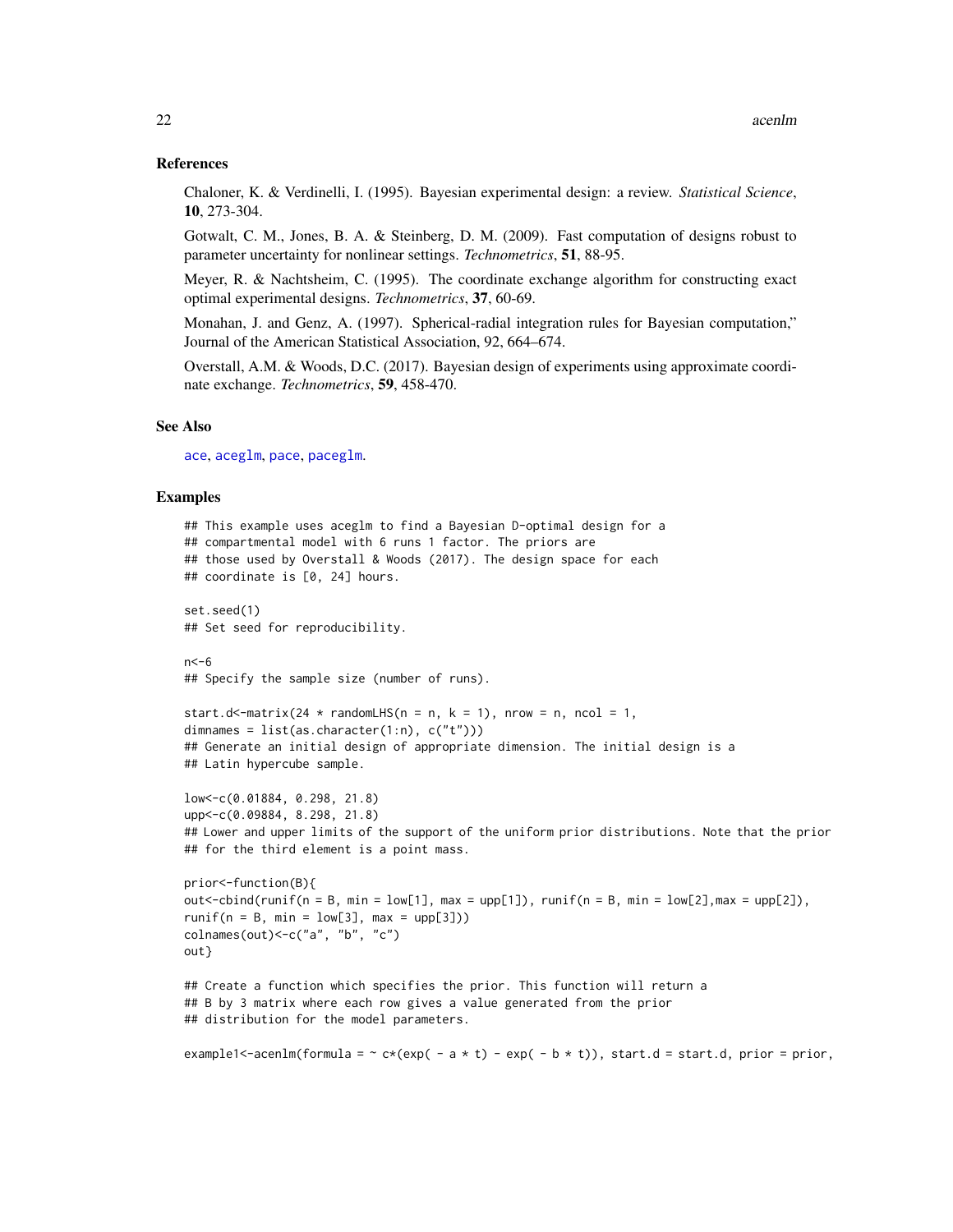## References

Chaloner, K. & Verdinelli, I. (1995). Bayesian experimental design: a review. *Statistical Science*, **10**, 273-304.

Gotwalt, C. M., Jones, B. A. & Steinberg, D. M. (2009). Fast computation of designs robust to parameter uncertainty for nonlinear settings. *Technometrics*, **51**, 88-95.

Meyer, R. & Nachtsheim, C. (1995). The coordinate exchange algorithm for constructing exact optimal experimental designs. *Technometrics*, **37**, 60-69.

Monahan, J. and Genz, A. (1997). Spherical-radial integration rules for Bayesian computation," Journal of the American Statistical Association, 92, 664–674.

Overstall, A.M. & Woods, D.C. (2017). Bayesian design of experiments using approximate coordinate exchange. *Technometrics*, **59**, 458-470.

## See Also

ace, aceglm, pace, paceglm.

## Examples

```
## This example uses aceglm to find a Bayesian D-optimal design for a
## compartmental model with 6 runs 1 factor. The priors are
## those used by Overstall & Woods (2017). The design space for each
## coordinate is [0, 24] hours.

set.seed(1)
## Set seed for reproducibility.

n<-6
## Specify the sample size (number of runs).

start.d<-matrix(24 * randomLHS(n = n, k = 1), nrow = n, ncol = 1,
dimnames = list(as.character(1:n), c("t")))
## Generate an initial design of appropriate dimension. The initial design is a
## Latin hypercube sample.

low<-c(0.01884, 0.298, 21.8)
upp<-c(0.09884, 8.298, 21.8)
## Lower and upper limits of the support of the uniform prior distributions. Note that the prior
## for the third element is a point mass.

prior<-function(B){
out<-cbind(runif(n = B, min = low[1], max = upp[1]), runif(n = B, min = low[2],max = upp[2]),
runif(n = B, min = low[3], max = upp[3]))
colnames(out)<-c("a", "b", "c")
out}

## Create a function which specifies the prior. This function will return a
## B by 3 matrix where each row gives a value generated from the prior
## distribution for the model parameters.

example1<-acenlm(formula = ~ c*(exp( - a * t) - exp( - b * t)), start.d = start.d, prior = prior,
```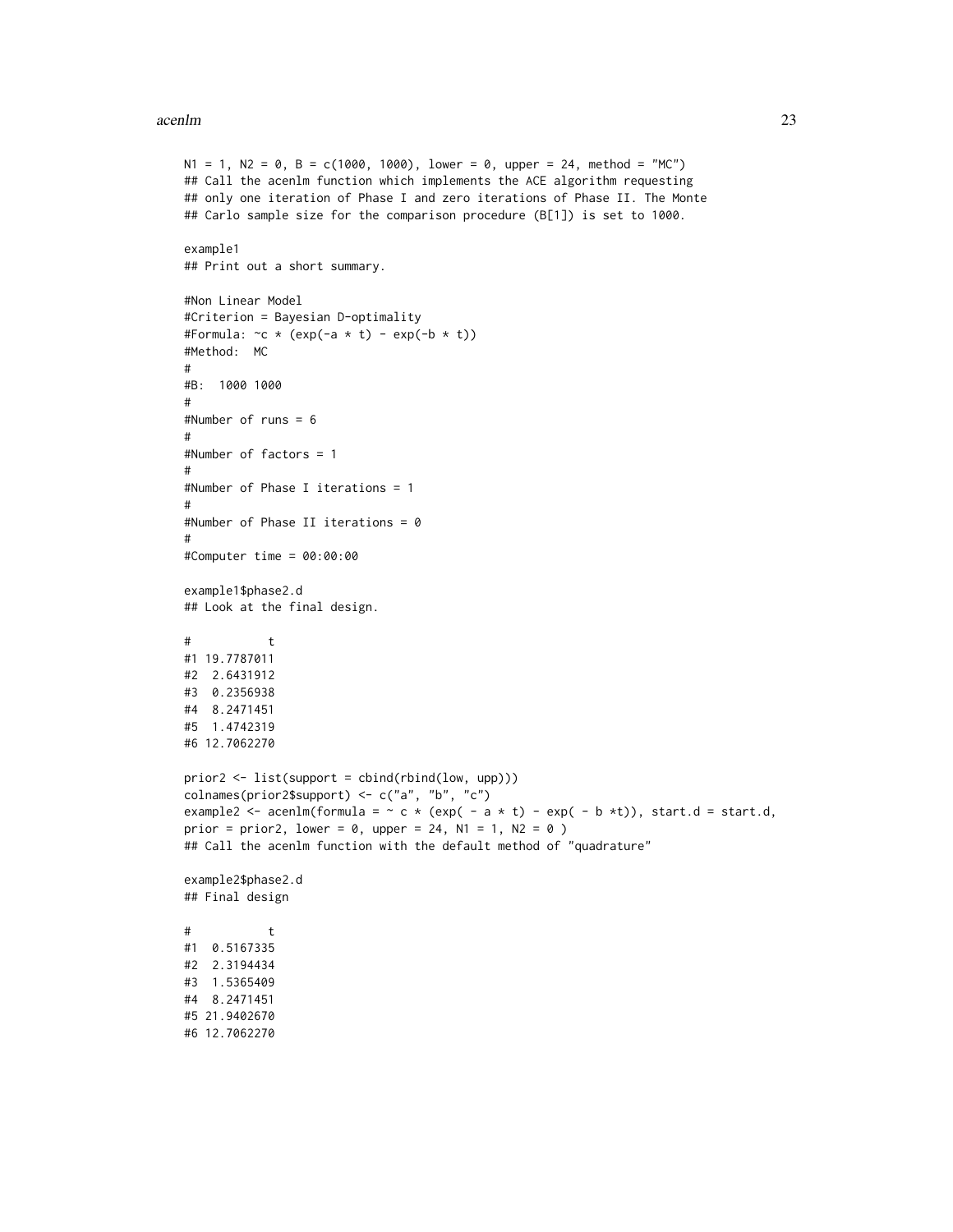```
N1 = 1, N2 = 0, B = c(1000, 1000), lower = 0, upper = 24, method = "MC")
## Call the acenlm function which implements the ACE algorithm requesting
## only one iteration of Phase I and zero iterations of Phase II. The Monte
## Carlo sample size for the comparison procedure (B[1]) is set to 1000.

example1
## Print out a short summary.

#Non Linear Model
#Criterion = Bayesian D-optimality
#Formula: ~c * (exp(-a * t) - exp(-b * t))
#Method:  MC
#
#B:  1000 1000
#
#Number of runs = 6
#
#Number of factors = 1
#
#Number of Phase I iterations = 1
#
#Number of Phase II iterations = 0
#
#Computer time = 00:00:00

example1$phase2.d
## Look at the final design.

#           t
#1 19.7787011
#2  2.6431912
#3  0.2356938
#4  8.2471451
#5  1.4742319
#6 12.7062270

prior2 <- list(support = cbind(rbind(low, upp)))
colnames(prior2$support) <- c("a", "b", "c")
example2 <- acenlm(formula = ~ c * (exp( - a * t) - exp( - b *t)), start.d = start.d,
prior = prior2, lower = 0, upper = 24, N1 = 1, N2 = 0 )
## Call the acenlm function with the default method of "quadrature"

example2$phase2.d
## Final design

#           t
#1  0.5167335
#2  2.3194434
#3  1.5365409
#4  8.2471451
#5 21.9402670
#6 12.7062270
```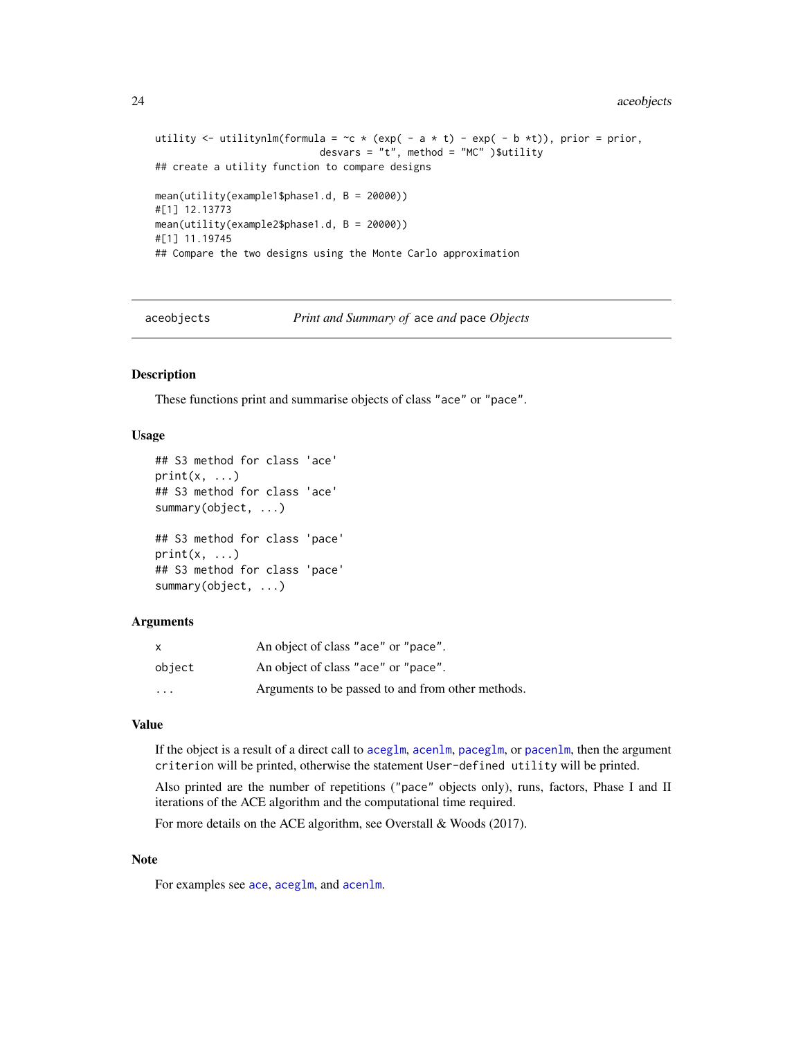```
utility <- utilitynlm(formula = ~c * (exp( - a * t) - exp( - b *t)), prior = prior,
                           desvars = "t", method = "MC" )$utility
## create a utility function to compare designs

mean(utility(example1$phase1.d, B = 20000))
#[1] 12.13773
mean(utility(example2$phase1.d, B = 20000))
#[1] 11.19745
## Compare the two designs using the Monte Carlo approximation
```

---

aceobjects — *Print and Summary of* `ace` *and* `pace` *Objects*

---

### Description

These functions print and summarise objects of class "ace" or "pace".

### Usage

```
## S3 method for class 'ace'
print(x, ...)
## S3 method for class 'ace'
summary(object, ...)

## S3 method for class 'pace'
print(x, ...)
## S3 method for class 'pace'
summary(object, ...)
```

### Arguments

| | |
|---|---|
| `x` | An object of class "ace" or "pace". |
| `object` | An object of class "ace" or "pace". |
| `...` | Arguments to be passed to and from other methods. |

### Value

If the object is a result of a direct call to `aceglm`, `acenlm`, `paceglm`, or `pacenlm`, then the argument `criterion` will be printed, otherwise the statement `User-defined utility` will be printed.

Also printed are the number of repetitions ("pace" objects only), runs, factors, Phase I and II iterations of the ACE algorithm and the computational time required.

For more details on the ACE algorithm, see Overstall & Woods (2017).

### Note

For examples see `ace`, `aceglm`, and `acenlm`.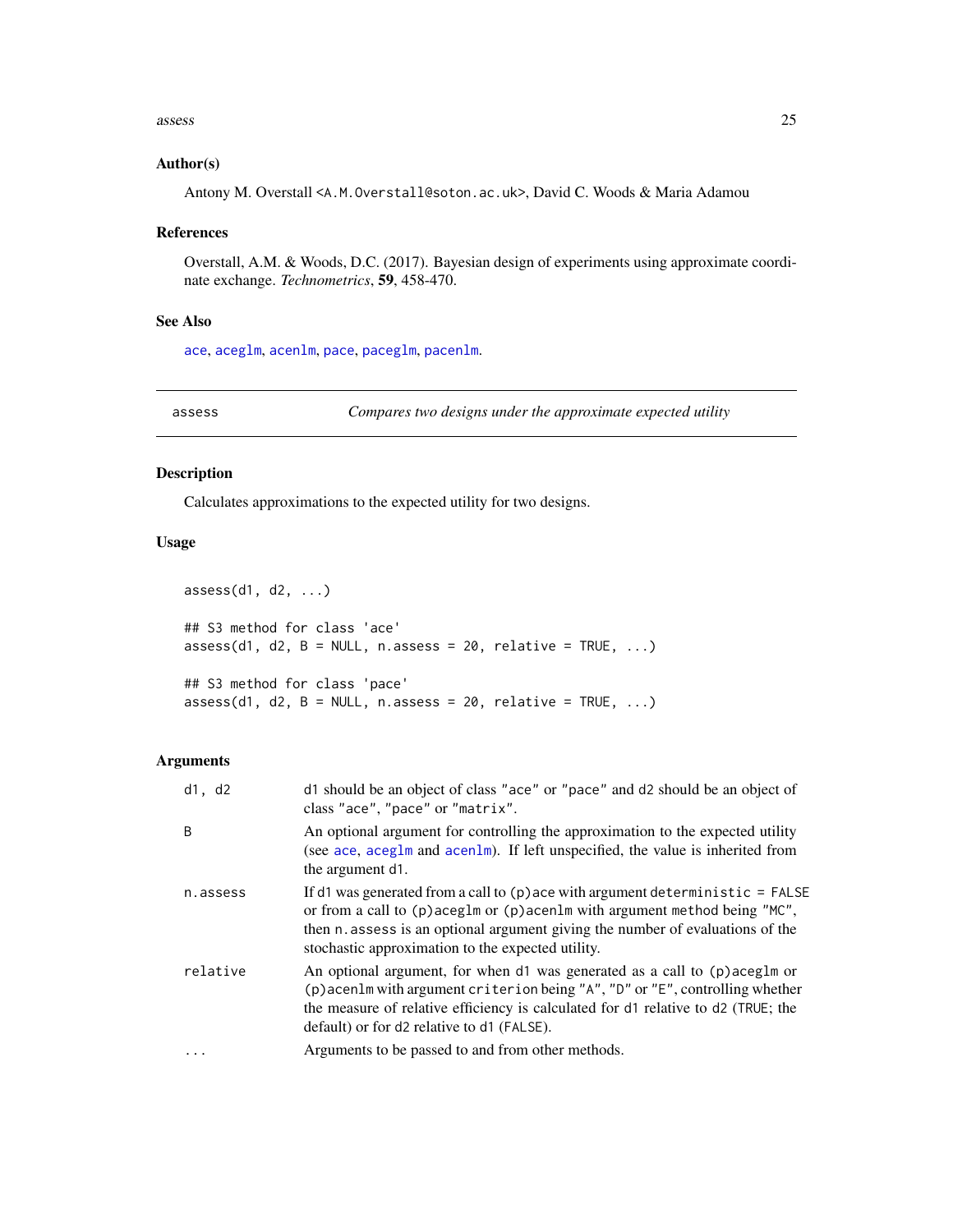### Author(s)

Antony M. Overstall <A.M.Overstall@soton.ac.uk>, David C. Woods & Maria Adamou

### References

Overstall, A.M. & Woods, D.C. (2017). Bayesian design of experiments using approximate coordinate exchange. *Technometrics*, **59**, 458-470.

### See Also

ace, aceglm, acenlm, pace, paceglm, pacenlm.

---

## assess — *Compares two designs under the approximate expected utility*

---

### Description

Calculates approximations to the expected utility for two designs.

### Usage

```
assess(d1, d2, ...)

## S3 method for class 'ace'
assess(d1, d2, B = NULL, n.assess = 20, relative = TRUE, ...)

## S3 method for class 'pace'
assess(d1, d2, B = NULL, n.assess = 20, relative = TRUE, ...)
```

### Arguments

| | |
|---|---|
| `d1, d2` | d1 should be an object of class "ace" or "pace" and d2 should be an object of class "ace", "pace" or "matrix". |
| `B` | An optional argument for controlling the approximation to the expected utility (see ace, aceglm and acenlm). If left unspecified, the value is inherited from the argument d1. |
| `n.assess` | If d1 was generated from a call to (p)ace with argument deterministic = FALSE or from a call to (p)aceglm or (p)acenlm with argument method being "MC", then n.assess is an optional argument giving the number of evaluations of the stochastic approximation to the expected utility. |
| `relative` | An optional argument, for when d1 was generated as a call to (p)aceglm or (p)acenlm with argument criterion being "A", "D" or "E", controlling whether the measure of relative efficiency is calculated for d1 relative to d2 (TRUE; the default) or for d2 relative to d1 (FALSE). |
| `...` | Arguments to be passed to and from other methods. |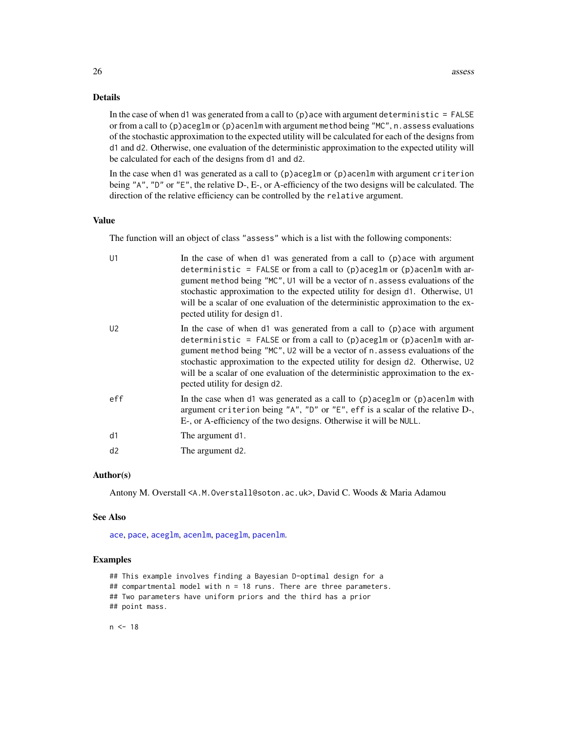## Details

In the case of when `d1` was generated from a call to `(p)ace` with argument `deterministic = FALSE` or from a call to `(p)aceglm` or `(p)acenlm` with argument `method` being `"MC"`, `n.assess` evaluations of the stochastic approximation to the expected utility will be calculated for each of the designs from `d1` and `d2`. Otherwise, one evaluation of the deterministic approximation to the expected utility will be calculated for each of the designs from `d1` and `d2`.

In the case when `d1` was generated as a call to `(p)aceglm` or `(p)acenlm` with argument `criterion` being `"A"`, `"D"` or `"E"`, the relative D-, E-, or A-efficiency of the two designs will be calculated. The direction of the relative efficiency can be controlled by the `relative` argument.

## Value

The function will an object of class `"assess"` which is a list with the following components:

- `U1` In the case of when `d1` was generated from a call to `(p)ace` with argument `deterministic = FALSE` or from a call to `(p)aceglm` or `(p)acenlm` with argument `method` being `"MC"`, `U1` will be a vector of `n.assess` evaluations of the stochastic approximation to the expected utility for design `d1`. Otherwise, `U1` will be a scalar of one evaluation of the deterministic approximation to the expected utility for design `d1`.
- `U2` In the case of when `d1` was generated from a call to `(p)ace` with argument `deterministic = FALSE` or from a call to `(p)aceglm` or `(p)acenlm` with argument `method` being `"MC"`, `U2` will be a vector of `n.assess` evaluations of the stochastic approximation to the expected utility for design `d2`. Otherwise, `U2` will be a scalar of one evaluation of the deterministic approximation to the expected utility for design `d2`.
- `eff` In the case when `d1` was generated as a call to `(p)aceglm` or `(p)acenlm` with argument `criterion` being `"A"`, `"D"` or `"E"`, `eff` is a scalar of the relative D-, E-, or A-efficiency of the two designs. Otherwise it will be `NULL`.
- `d1` The argument `d1`.
- `d2` The argument `d2`.

## Author(s)

Antony M. Overstall <A.M.Overstall@soton.ac.uk>, David C. Woods & Maria Adamou

## See Also

ace, pace, aceglm, acenlm, paceglm, pacenlm.

## Examples

```
## This example involves finding a Bayesian D-optimal design for a
## compartmental model with n = 18 runs. There are three parameters.
## Two parameters have uniform priors and the third has a prior
## point mass.

n <- 18
```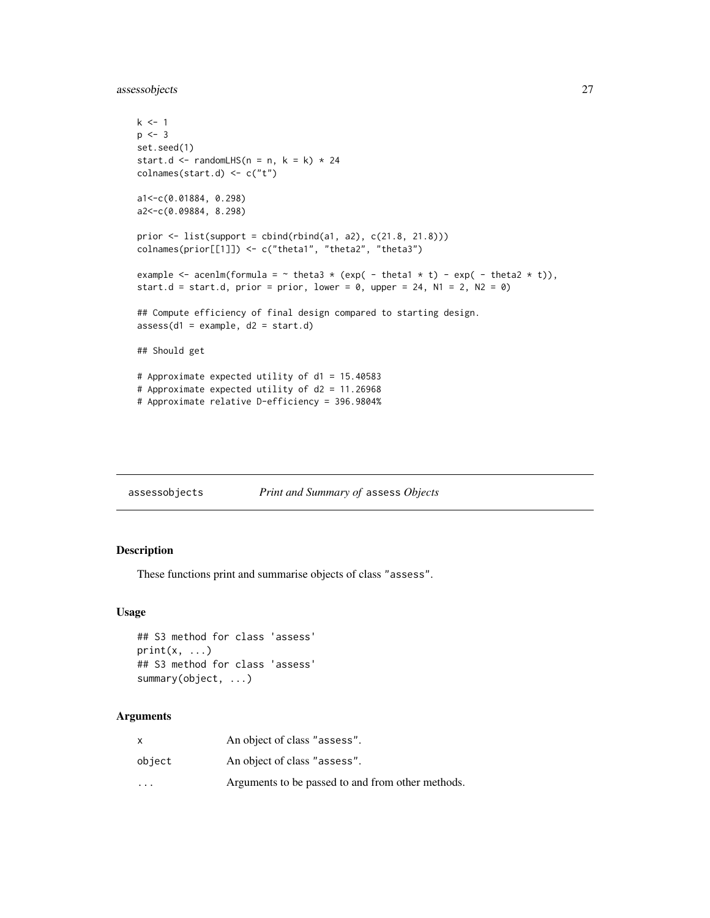```
k <- 1
p <- 3
set.seed(1)
start.d <- randomLHS(n = n, k = k) * 24
colnames(start.d) <- c("t")

a1<-c(0.01884, 0.298)
a2<-c(0.09884, 8.298)

prior <- list(support = cbind(rbind(a1, a2), c(21.8, 21.8)))
colnames(prior[[1]]) <- c("theta1", "theta2", "theta3")

example <- acenlm(formula = ~ theta3 * (exp( - theta1 * t) - exp( - theta2 * t)),
start.d = start.d, prior = prior, lower = 0, upper = 24, N1 = 2, N2 = 0)

## Compute efficiency of final design compared to starting design.
assess(d1 = example, d2 = start.d)

## Should get

# Approximate expected utility of d1 = 15.40583
# Approximate expected utility of d2 = 11.26968
# Approximate relative D-efficiency = 396.9804%
```

---

## assessobjects — *Print and Summary of* `assess` *Objects*

### Description

These functions print and summarise objects of class "assess".

### Usage

```
## S3 method for class 'assess'
print(x, ...)
## S3 method for class 'assess'
summary(object, ...)
```

### Arguments

| | |
|---|---|
| x | An object of class "assess". |
| object | An object of class "assess". |
| ... | Arguments to be passed to and from other methods. |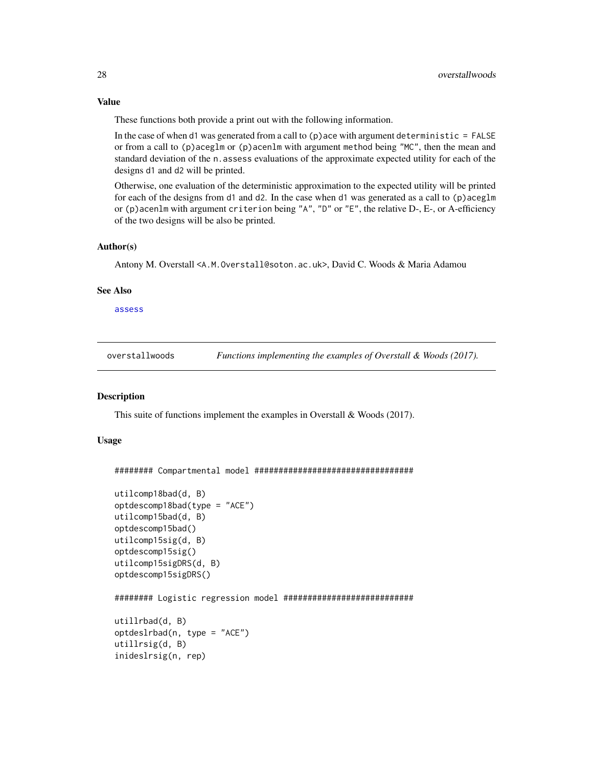### Value

These functions both provide a print out with the following information.

In the case of when d1 was generated from a call to (p)ace with argument deterministic = FALSE or from a call to (p)aceglm or (p)acenlm with argument method being "MC", then the mean and standard deviation of the n.assess evaluations of the approximate expected utility for each of the designs d1 and d2 will be printed.

Otherwise, one evaluation of the deterministic approximation to the expected utility will be printed for each of the designs from d1 and d2. In the case when d1 was generated as a call to (p)aceglm or (p)acenlm with argument criterion being "A", "D" or "E", the relative D-, E-, or A-efficiency of the two designs will be also be printed.

### Author(s)

Antony M. Overstall <A.M.Overstall@soton.ac.uk>, David C. Woods & Maria Adamou

### See Also

assess

---

## overstallwoods — *Functions implementing the examples of Overstall & Woods (2017).*

### Description

This suite of functions implement the examples in Overstall & Woods (2017).

### Usage

```
######## Compartmental model #################################

utilcomp18bad(d, B)
optdescomp18bad(type = "ACE")
utilcomp15bad(d, B)
optdescomp15bad()
utilcomp15sig(d, B)
optdescomp15sig()
utilcomp15sigDRS(d, B)
optdescomp15sigDRS()

######## Logistic regression model ##########################

utillrbad(d, B)
optdeslrbad(n, type = "ACE")
utillrsig(d, B)
inideslrsig(n, rep)
```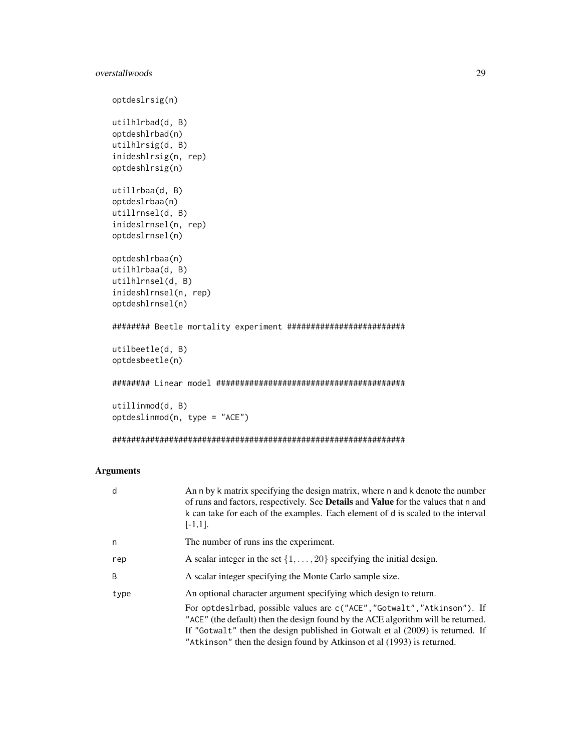```
optdeslrsig(n)

utilhlrbad(d, B)
optdeshlrbad(n)
utilhlrsig(d, B)
inideshlrsig(n, rep)
optdeshlrsig(n)

utillrbaa(d, B)
optdeslrbaa(n)
utillrnsel(d, B)
inideslrnsel(n, rep)
optdeslrnsel(n)

optdeshlrbaa(n)
utilhlrbaa(d, B)
utilhlrnsel(d, B)
inideshlrnsel(n, rep)
optdeshlrnsel(n)

######## Beetle mortality experiment ########################

utilbeetle(d, B)
optdesbeetle(n)

######## Linear model ########################################

utillinmod(d, B)
optdeslinmod(n, type = "ACE")

#############################################################
```

### Arguments

| | |
|---|---|
| d | An n by k matrix specifying the design matrix, where n and k denote the number of runs and factors, respectively. See **Details** and **Value** for the values that n and k can take for each of the examples. Each element of d is scaled to the interval [-1,1]. |
| n | The number of runs ins the experiment. |
| rep | A scalar integer in the set $\{1, \ldots, 20\}$ specifying the initial design. |
| B | A scalar integer specifying the Monte Carlo sample size. |
| type | An optional character argument specifying which design to return. For optdeslrbad, possible values are c("ACE","Gotwalt","Atkinson"). If "ACE" (the default) then the design found by the ACE algorithm will be returned. If "Gotwalt" then the design published in Gotwalt et al (2009) is returned. If "Atkinson" then the design found by Atkinson et al (1993) is returned. |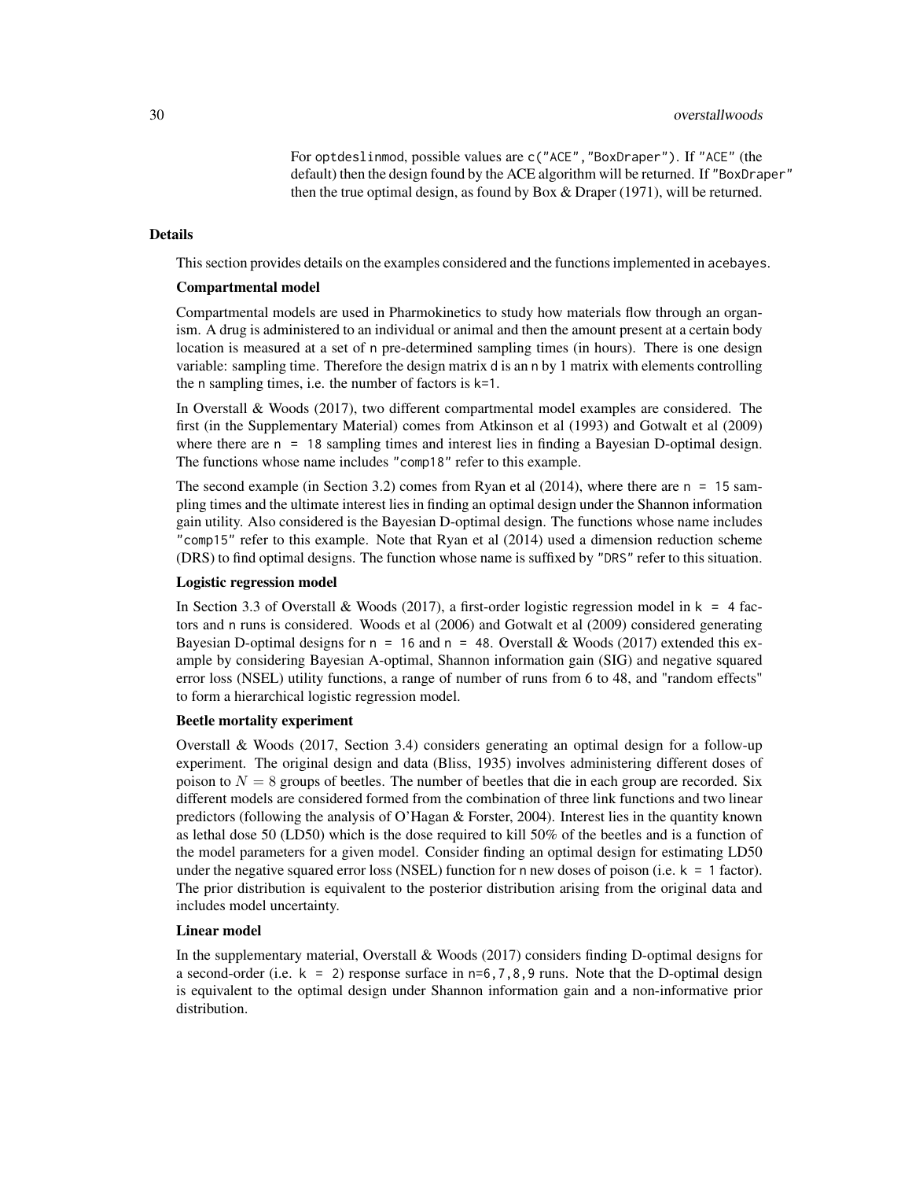For `optdeslinmod`, possible values are `c("ACE","BoxDraper")`. If `"ACE"` (the default) then the design found by the ACE algorithm will be returned. If `"BoxDraper"` then the true optimal design, as found by Box & Draper (1971), will be returned.

## Details

This section provides details on the examples considered and the functions implemented in `acebayes`.

### Compartmental model

Compartmental models are used in Pharmokinetics to study how materials flow through an organism. A drug is administered to an individual or animal and then the amount present at a certain body location is measured at a set of `n` pre-determined sampling times (in hours). There is one design variable: sampling time. Therefore the design matrix `d` is an `n` by 1 matrix with elements controlling the `n` sampling times, i.e. the number of factors is `k=1`.

In Overstall & Woods (2017), two different compartmental model examples are considered. The first (in the Supplementary Material) comes from Atkinson et al (1993) and Gotwalt et al (2009) where there are `n = 18` sampling times and interest lies in finding a Bayesian D-optimal design. The functions whose name includes `"comp18"` refer to this example.

The second example (in Section 3.2) comes from Ryan et al (2014), where there are `n = 15` sampling times and the ultimate interest lies in finding an optimal design under the Shannon information gain utility. Also considered is the Bayesian D-optimal design. The functions whose name includes `"comp15"` refer to this example. Note that Ryan et al (2014) used a dimension reduction scheme (DRS) to find optimal designs. The function whose name is suffixed by `"DRS"` refer to this situation.

### Logistic regression model

In Section 3.3 of Overstall & Woods (2017), a first-order logistic regression model in `k = 4` factors and `n` runs is considered. Woods et al (2006) and Gotwalt et al (2009) considered generating Bayesian D-optimal designs for `n = 16` and `n = 48`. Overstall & Woods (2017) extended this example by considering Bayesian A-optimal, Shannon information gain (SIG) and negative squared error loss (NSEL) utility functions, a range of number of runs from 6 to 48, and "random effects" to form a hierarchical logistic regression model.

### Beetle mortality experiment

Overstall & Woods (2017, Section 3.4) considers generating an optimal design for a follow-up experiment. The original design and data (Bliss, 1935) involves administering different doses of poison to $N = 8$ groups of beetles. The number of beetles that die in each group are recorded. Six different models are considered formed from the combination of three link functions and two linear predictors (following the analysis of O'Hagan & Forster, 2004). Interest lies in the quantity known as lethal dose 50 (LD50) which is the dose required to kill 50% of the beetles and is a function of the model parameters for a given model. Consider finding an optimal design for estimating LD50 under the negative squared error loss (NSEL) function for `n` new doses of poison (i.e. `k = 1` factor). The prior distribution is equivalent to the posterior distribution arising from the original data and includes model uncertainty.

### Linear model

In the supplementary material, Overstall & Woods (2017) considers finding D-optimal designs for a second-order (i.e. `k = 2`) response surface in `n=6,7,8,9` runs. Note that the D-optimal design is equivalent to the optimal design under Shannon information gain and a non-informative prior distribution.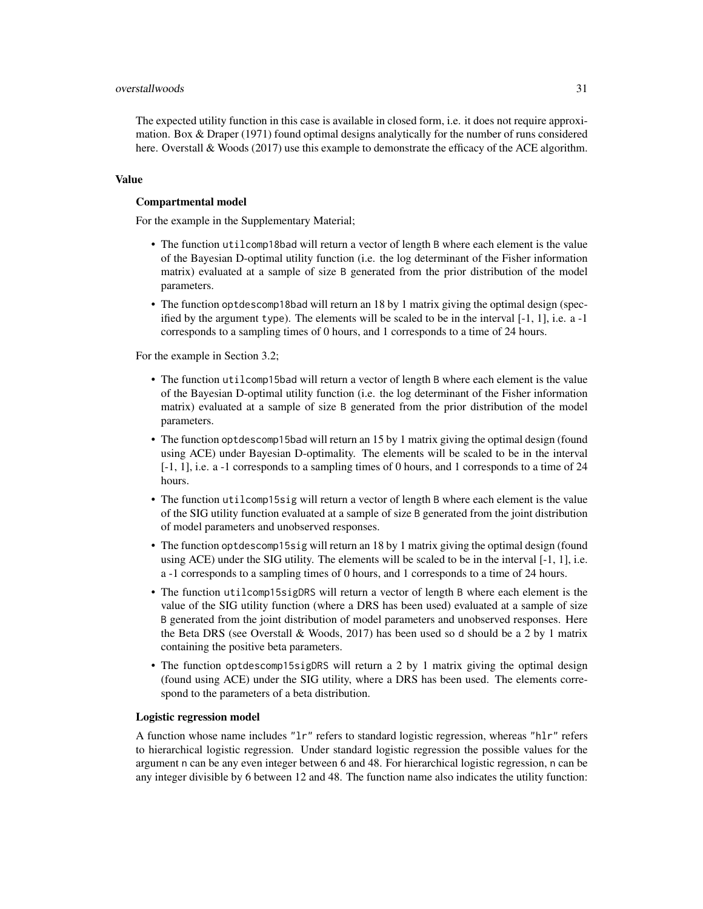The expected utility function in this case is available in closed form, i.e. it does not require approximation. Box & Draper (1971) found optimal designs analytically for the number of runs considered here. Overstall & Woods (2017) use this example to demonstrate the efficacy of the ACE algorithm.

## Value

### Compartmental model

For the example in the Supplementary Material;

- The function `utilcomp18bad` will return a vector of length `B` where each element is the value of the Bayesian D-optimal utility function (i.e. the log determinant of the Fisher information matrix) evaluated at a sample of size `B` generated from the prior distribution of the model parameters.
- The function `optdescomp18bad` will return an 18 by 1 matrix giving the optimal design (specified by the argument `type`). The elements will be scaled to be in the interval [-1, 1], i.e. a -1 corresponds to a sampling times of 0 hours, and 1 corresponds to a time of 24 hours.

For the example in Section 3.2;

- The function `utilcomp15bad` will return a vector of length `B` where each element is the value of the Bayesian D-optimal utility function (i.e. the log determinant of the Fisher information matrix) evaluated at a sample of size `B` generated from the prior distribution of the model parameters.
- The function `optdescomp15bad` will return an 15 by 1 matrix giving the optimal design (found using ACE) under Bayesian D-optimality. The elements will be scaled to be in the interval [-1, 1], i.e. a -1 corresponds to a sampling times of 0 hours, and 1 corresponds to a time of 24 hours.
- The function `utilcomp15sig` will return a vector of length `B` where each element is the value of the SIG utility function evaluated at a sample of size `B` generated from the joint distribution of model parameters and unobserved responses.
- The function `optdescomp15sig` will return an 18 by 1 matrix giving the optimal design (found using ACE) under the SIG utility. The elements will be scaled to be in the interval [-1, 1], i.e. a -1 corresponds to a sampling times of 0 hours, and 1 corresponds to a time of 24 hours.
- The function `utilcomp15sigDRS` will return a vector of length `B` where each element is the value of the SIG utility function (where a DRS has been used) evaluated at a sample of size `B` generated from the joint distribution of model parameters and unobserved responses. Here the Beta DRS (see Overstall & Woods, 2017) has been used so `d` should be a 2 by 1 matrix containing the positive beta parameters.
- The function `optdescomp15sigDRS` will return a 2 by 1 matrix giving the optimal design (found using ACE) under the SIG utility, where a DRS has been used. The elements correspond to the parameters of a beta distribution.

### Logistic regression model

A function whose name includes `"lr"` refers to standard logistic regression, whereas `"hlr"` refers to hierarchical logistic regression. Under standard logistic regression the possible values for the argument `n` can be any even integer between 6 and 48. For hierarchical logistic regression, `n` can be any integer divisible by 6 between 12 and 48. The function name also indicates the utility function: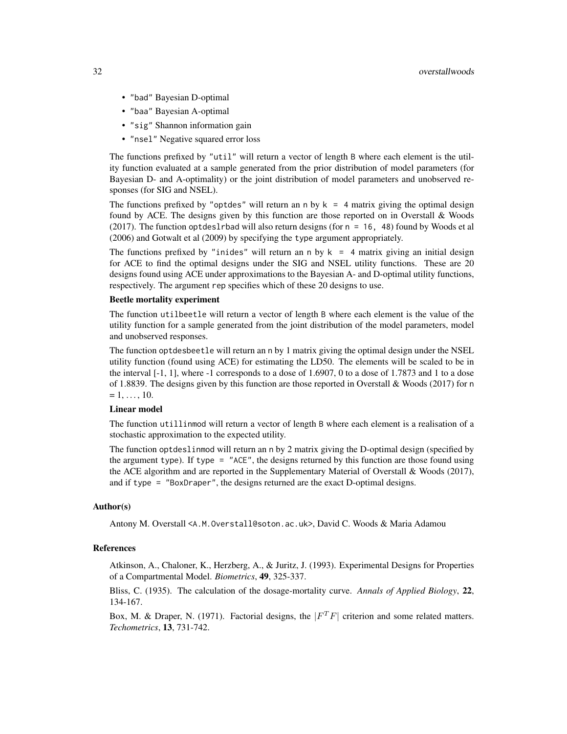- "bad" Bayesian D-optimal
- "baa" Bayesian A-optimal
- "sig" Shannon information gain
- "nsel" Negative squared error loss

The functions prefixed by "util" will return a vector of length B where each element is the utility function evaluated at a sample generated from the prior distribution of model parameters (for Bayesian D- and A-optimality) or the joint distribution of model parameters and unobserved responses (for SIG and NSEL).

The functions prefixed by "optdes" will return an n by k = 4 matrix giving the optimal design found by ACE. The designs given by this function are those reported on in Overstall & Woods (2017). The function optdeslrbad will also return designs (for n = 16, 48) found by Woods et al (2006) and Gotwalt et al (2009) by specifying the type argument appropriately.

The functions prefixed by "inides" will return an n by k = 4 matrix giving an initial design for ACE to find the optimal designs under the SIG and NSEL utility functions. These are 20 designs found using ACE under approximations to the Bayesian A- and D-optimal utility functions, respectively. The argument rep specifies which of these 20 designs to use.

**Beetle mortality experiment**

The function utilbeetle will return a vector of length B where each element is the value of the utility function for a sample generated from the joint distribution of the model parameters, model and unobserved responses.

The function optdesbeetle will return an n by 1 matrix giving the optimal design under the NSEL utility function (found using ACE) for estimating the LD50. The elements will be scaled to be in the interval [-1, 1], where -1 corresponds to a dose of 1.6907, 0 to a dose of 1.7873 and 1 to a dose of 1.8839. The designs given by this function are those reported in Overstall & Woods (2017) for n = 1, ..., 10.

**Linear model**

The function utillinmod will return a vector of length B where each element is a realisation of a stochastic approximation to the expected utility.

The function optdeslinmod will return an n by 2 matrix giving the D-optimal design (specified by the argument type). If type = "ACE", the designs returned by this function are those found using the ACE algorithm and are reported in the Supplementary Material of Overstall & Woods (2017), and if type = "BoxDraper", the designs returned are the exact D-optimal designs.

### Author(s)

Antony M. Overstall <A.M.Overstall@soton.ac.uk>, David C. Woods & Maria Adamou

### References

Atkinson, A., Chaloner, K., Herzberg, A., & Juritz, J. (1993). Experimental Designs for Properties of a Compartmental Model. *Biometrics*, **49**, 325-337.

Bliss, C. (1935). The calculation of the dosage-mortality curve. *Annals of Applied Biology*, **22**, 134-167.

Box, M. & Draper, N. (1971). Factorial designs, the $|F^T F|$ criterion and some related matters. *Techometrics*, **13**, 731-742.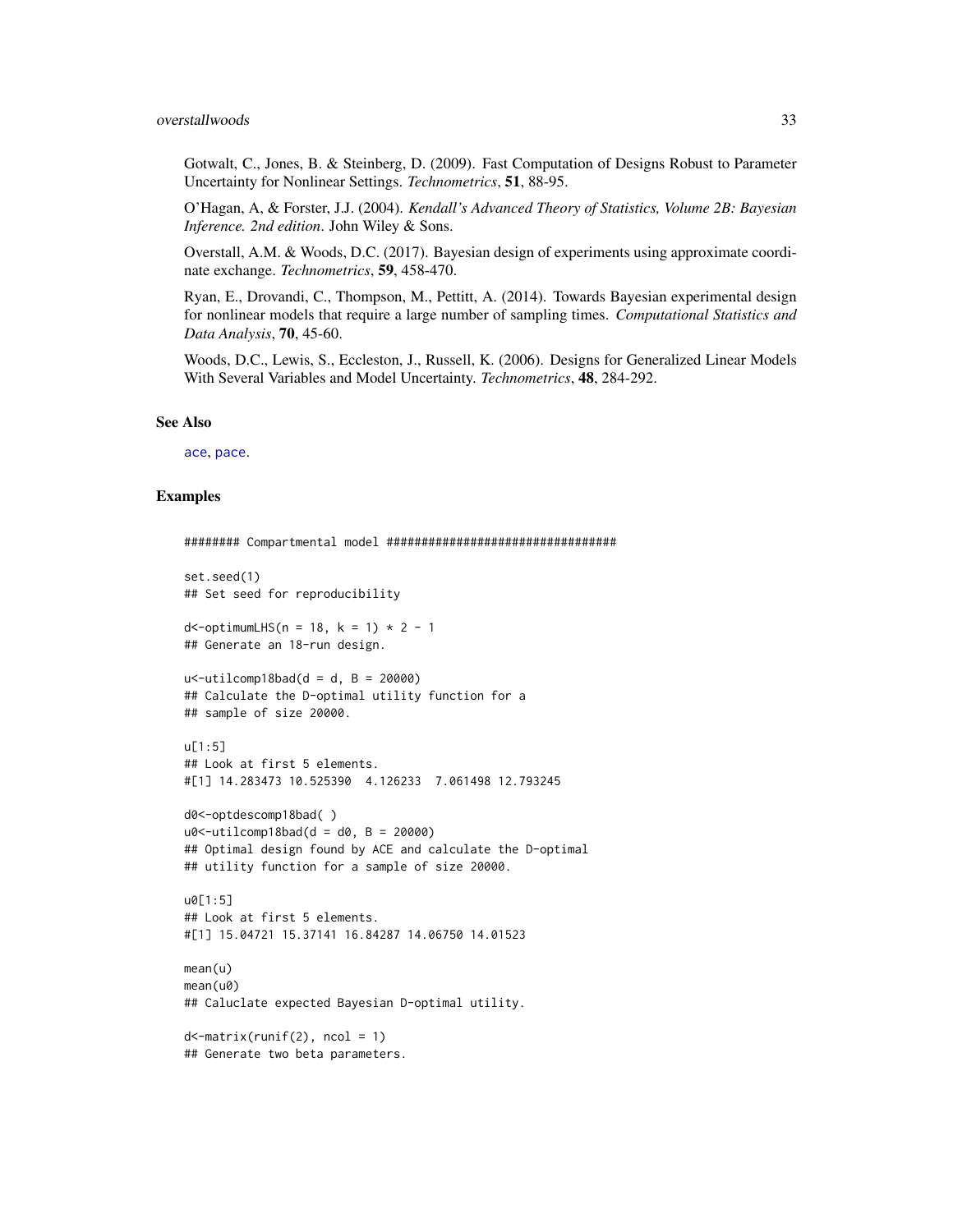Gotwalt, C., Jones, B. & Steinberg, D. (2009). Fast Computation of Designs Robust to Parameter Uncertainty for Nonlinear Settings. *Technometrics*, **51**, 88-95.

O'Hagan, A, & Forster, J.J. (2004). *Kendall's Advanced Theory of Statistics, Volume 2B: Bayesian Inference. 2nd edition*. John Wiley & Sons.

Overstall, A.M. & Woods, D.C. (2017). Bayesian design of experiments using approximate coordinate exchange. *Technometrics*, **59**, 458-470.

Ryan, E., Drovandi, C., Thompson, M., Pettitt, A. (2014). Towards Bayesian experimental design for nonlinear models that require a large number of sampling times. *Computational Statistics and Data Analysis*, **70**, 45-60.

Woods, D.C., Lewis, S., Eccleston, J., Russell, K. (2006). Designs for Generalized Linear Models With Several Variables and Model Uncertainty. *Technometrics*, **48**, 284-292.

## See Also

ace, pace.

## Examples

```
######## Compartmental model ################################

set.seed(1)
## Set seed for reproducibility

d<-optimumLHS(n = 18, k = 1) * 2 - 1
## Generate an 18-run design.

u<-utilcomp18bad(d = d, B = 20000)
## Calculate the D-optimal utility function for a
## sample of size 20000.

u[1:5]
## Look at first 5 elements.
#[1] 14.283473 10.525390  4.126233  7.061498 12.793245

d0<-optdescomp18bad( )
u0<-utilcomp18bad(d = d0, B = 20000)
## Optimal design found by ACE and calculate the D-optimal
## utility function for a sample of size 20000.

u0[1:5]
## Look at first 5 elements.
#[1] 15.04721 15.37141 16.84287 14.06750 14.01523

mean(u)
mean(u0)
## Caluclate expected Bayesian D-optimal utility.

d<-matrix(runif(2), ncol = 1)
## Generate two beta parameters.
```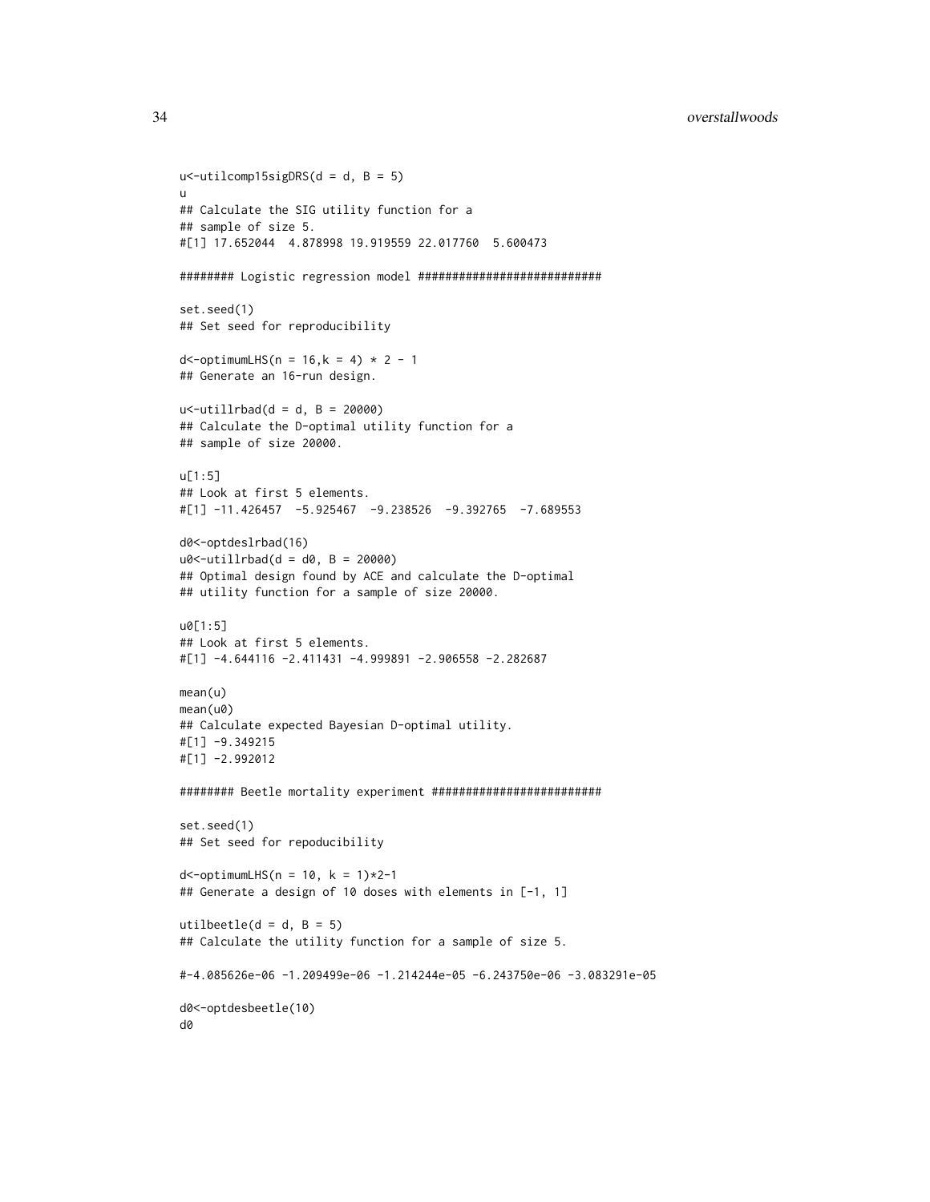```
u<-utilcomp15sigDRS(d = d, B = 5)
u
## Calculate the SIG utility function for a
## sample of size 5.
#[1] 17.652044  4.878998 19.919559 22.017760  5.600473

######## Logistic regression model ###########################

set.seed(1)
## Set seed for reproducibility

d<-optimumLHS(n = 16,k = 4) * 2 - 1
## Generate an 16-run design.

u<-utillrbad(d = d, B = 20000)
## Calculate the D-optimal utility function for a
## sample of size 20000.

u[1:5]
## Look at first 5 elements.
#[1] -11.426457  -5.925467  -9.238526  -9.392765  -7.689553

d0<-optdeslrbad(16)
u0<-utillrbad(d = d0, B = 20000)
## Optimal design found by ACE and calculate the D-optimal
## utility function for a sample of size 20000.

u0[1:5]
## Look at first 5 elements.
#[1] -4.644116 -2.411431 -4.999891 -2.906558 -2.282687

mean(u)
mean(u0)
## Calculate expected Bayesian D-optimal utility.
#[1] -9.349215
#[1] -2.992012

######## Beetle mortality experiment #########################

set.seed(1)
## Set seed for repoducibility

d<-optimumLHS(n = 10, k = 1)*2-1
## Generate a design of 10 doses with elements in [-1, 1]

utilbeetle(d = d, B = 5)
## Calculate the utility function for a sample of size 5.

#-4.085626e-06 -1.209499e-06 -1.214244e-05 -6.243750e-06 -3.083291e-05

d0<-optdesbeetle(10)
d0
```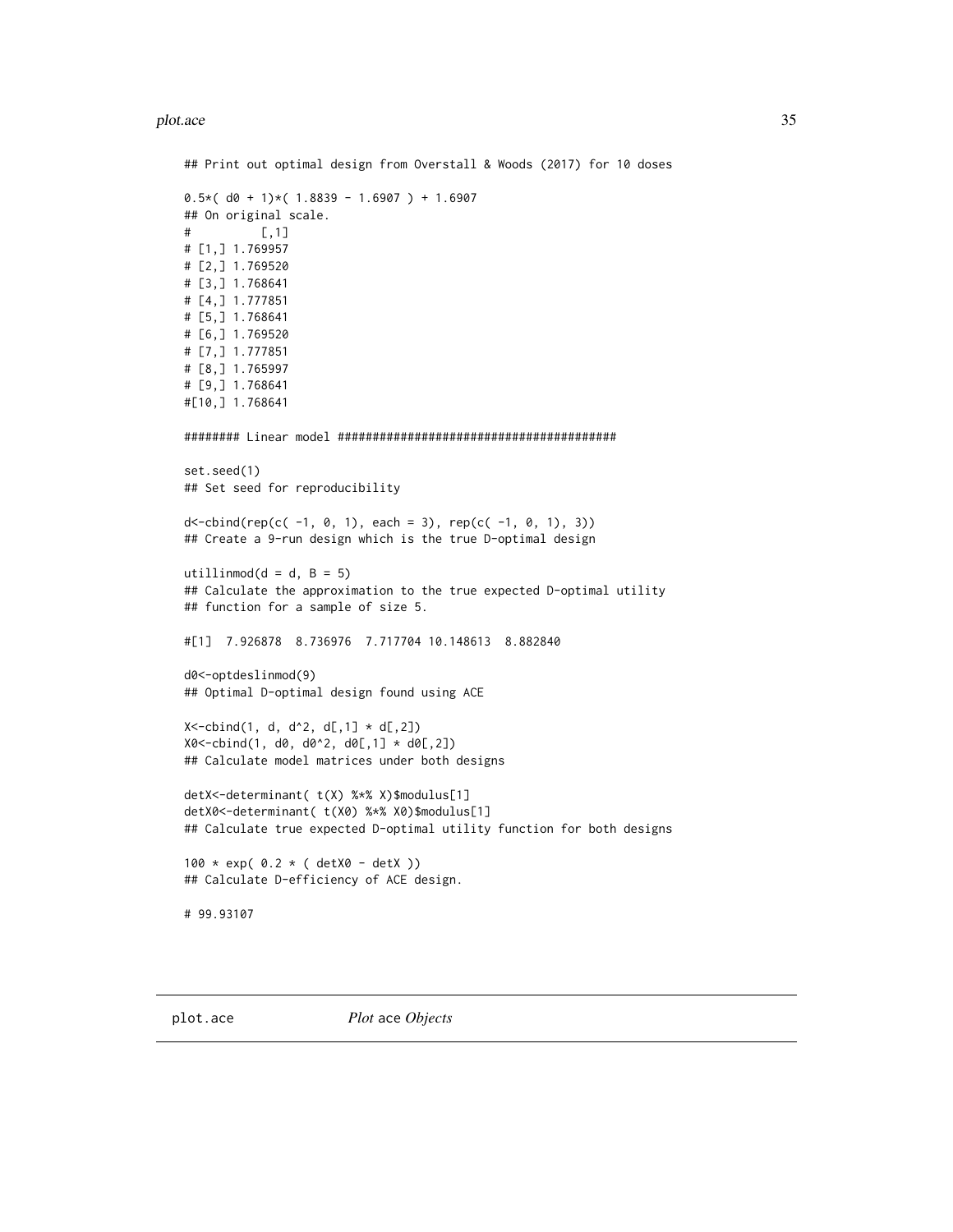```
## Print out optimal design from Overstall & Woods (2017) for 10 doses

0.5*( d0 + 1)*( 1.8839 - 1.6907 ) + 1.6907
## On original scale.
#          [,1]
# [1,] 1.769957
# [2,] 1.769520
# [3,] 1.768641
# [4,] 1.777851
# [5,] 1.768641
# [6,] 1.769520
# [7,] 1.777851
# [8,] 1.765997
# [9,] 1.768641
#[10,] 1.768641

######## Linear model ########################################

set.seed(1)
## Set seed for reproducibility

d<-cbind(rep(c( -1, 0, 1), each = 3), rep(c( -1, 0, 1), 3))
## Create a 9-run design which is the true D-optimal design

utillinmod(d = d, B = 5)
## Calculate the approximation to the true expected D-optimal utility
## function for a sample of size 5.

#[1]  7.926878  8.736976  7.717704 10.148613  8.882840

d0<-optdeslinmod(9)
## Optimal D-optimal design found using ACE

X<-cbind(1, d, d^2, d[,1] * d[,2])
X0<-cbind(1, d0, d0^2, d0[,1] * d0[,2])
## Calculate model matrices under both designs

detX<-determinant( t(X) %*% X)$modulus[1]
detX0<-determinant( t(X0) %*% X0)$modulus[1]
## Calculate true expected D-optimal utility function for both designs

100 * exp( 0.2 * ( detX0 - detX ))
## Calculate D-efficiency of ACE design.

# 99.93107
```

---

## plot.ace — *Plot* ace *Objects*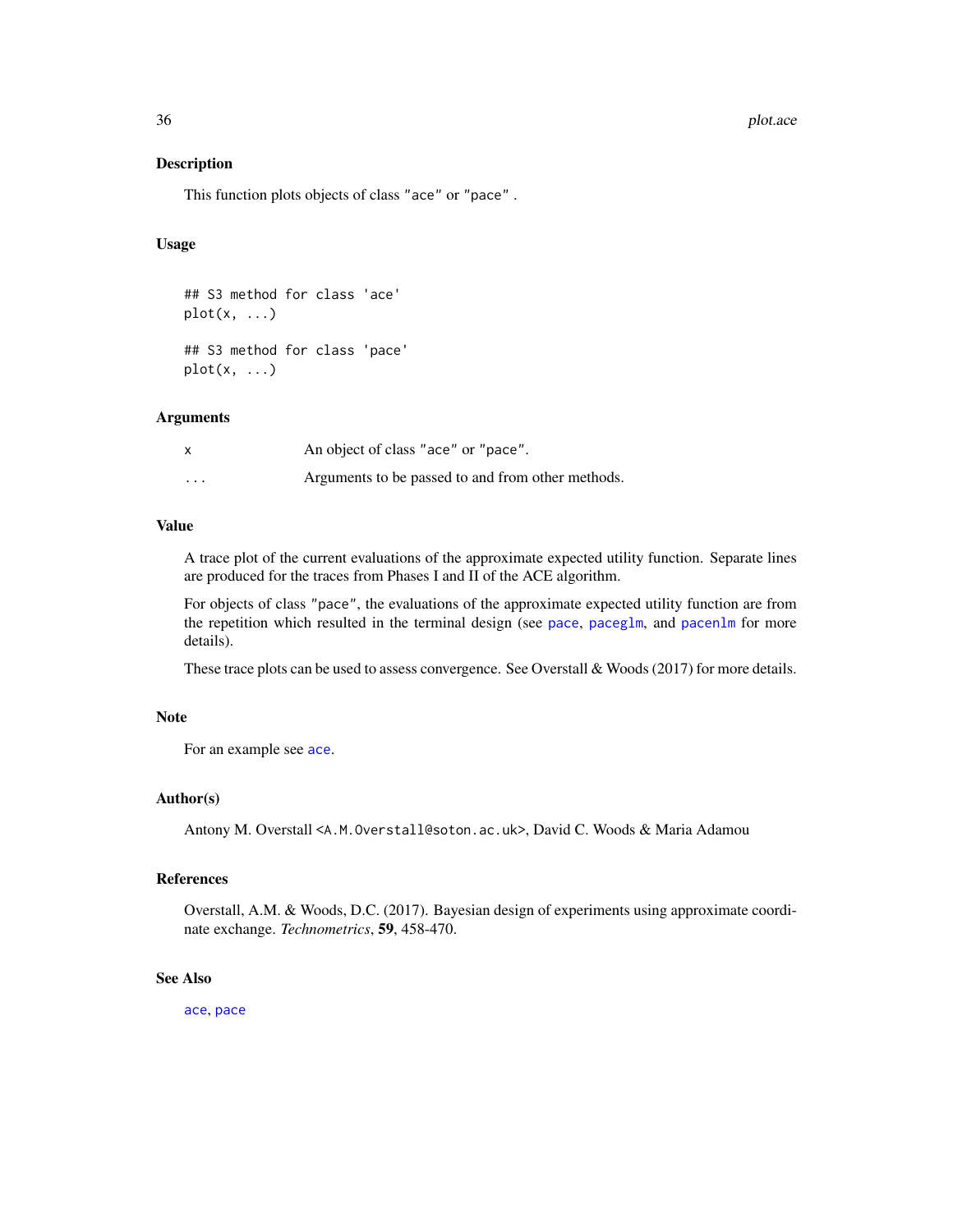## Description

This function plots objects of class "ace" or "pace" .

## Usage

```
## S3 method for class 'ace'
plot(x, ...)

## S3 method for class 'pace'
plot(x, ...)
```

## Arguments

| | |
|---|---|
| x | An object of class "ace" or "pace". |
| ... | Arguments to be passed to and from other methods. |

## Value

A trace plot of the current evaluations of the approximate expected utility function. Separate lines are produced for the traces from Phases I and II of the ACE algorithm.

For objects of class "pace", the evaluations of the approximate expected utility function are from the repetition which resulted in the terminal design (see pace, paceglm, and pacenlm for more details).

These trace plots can be used to assess convergence. See Overstall & Woods (2017) for more details.

## Note

For an example see ace.

## Author(s)

Antony M. Overstall <A.M.Overstall@soton.ac.uk>, David C. Woods & Maria Adamou

## References

Overstall, A.M. & Woods, D.C. (2017). Bayesian design of experiments using approximate coordinate exchange. *Technometrics*, **59**, 458-470.

## See Also

ace, pace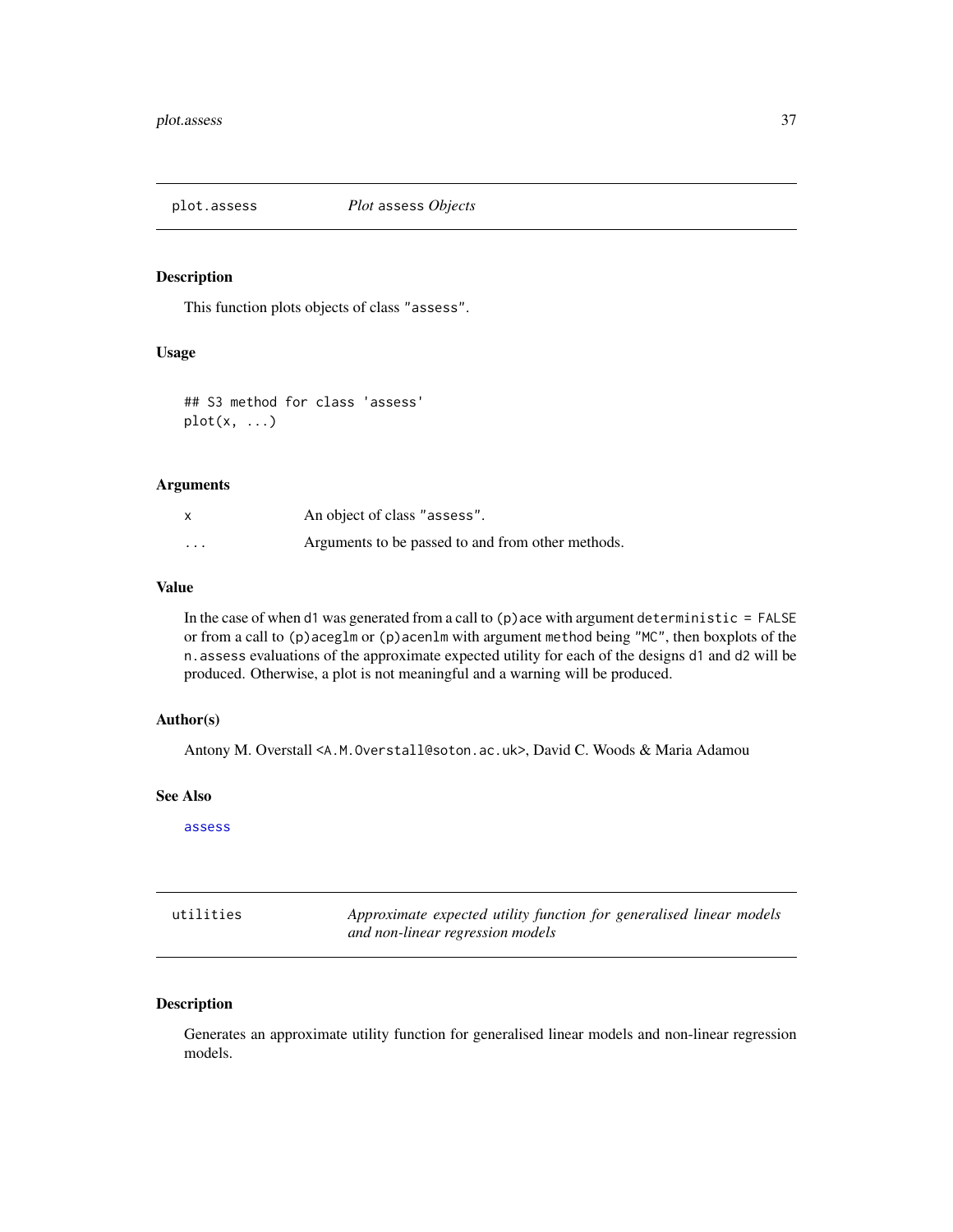## plot.assess *Plot* assess *Objects*

### Description

This function plots objects of class "assess".

### Usage

```
## S3 method for class 'assess'
plot(x, ...)
```

### Arguments

| | |
|---|---|
| x | An object of class "assess". |
| ... | Arguments to be passed to and from other methods. |

### Value

In the case of when d1 was generated from a call to (p)ace with argument deterministic = FALSE or from a call to (p)aceglm or (p)acenlm with argument method being "MC", then boxplots of the n.assess evaluations of the approximate expected utility for each of the designs d1 and d2 will be produced. Otherwise, a plot is not meaningful and a warning will be produced.

### Author(s)

Antony M. Overstall <A.M.Overstall@soton.ac.uk>, David C. Woods & Maria Adamou

### See Also

assess

## utilities *Approximate expected utility function for generalised linear models and non-linear regression models*

### Description

Generates an approximate utility function for generalised linear models and non-linear regression models.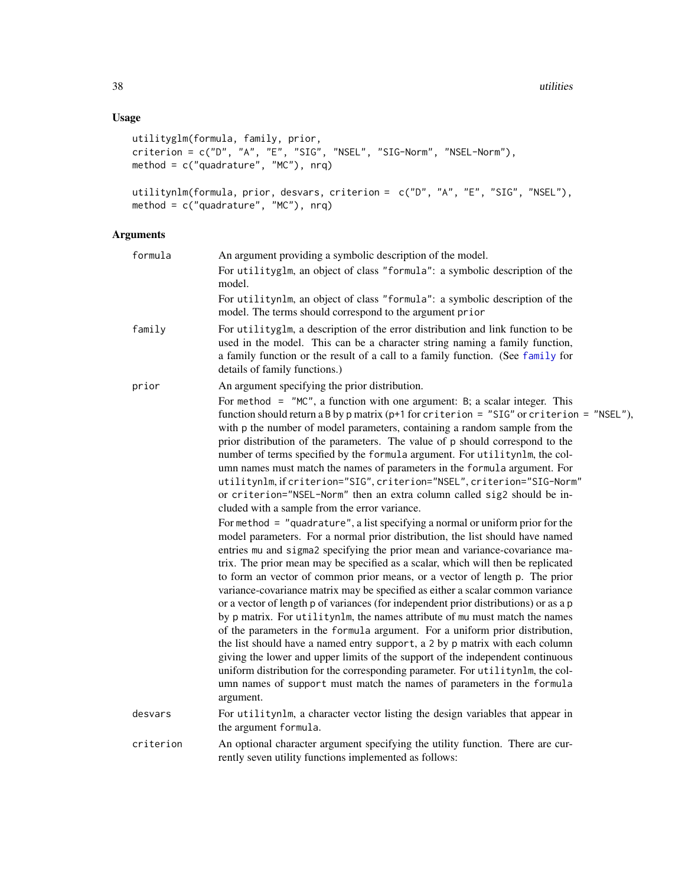## Usage

```
utilityglm(formula, family, prior,
criterion = c("D", "A", "E", "SIG", "NSEL", "SIG-Norm", "NSEL-Norm"),
method = c("quadrature", "MC"), nrq)

utilitynlm(formula, prior, desvars, criterion =  c("D", "A", "E", "SIG", "NSEL"),
method = c("quadrature", "MC"), nrq)
```

## Arguments

| | |
|---|---|
| `formula` | An argument providing a symbolic description of the model.<br>For `utilityglm`, an object of class `"formula"`: a symbolic description of the model.<br>For `utilitynlm`, an object of class `"formula"`: a symbolic description of the model. The terms should correspond to the argument `prior` |
| `family` | For `utilityglm`, a description of the error distribution and link function to be used in the model. This can be a character string naming a family function, a family function or the result of a call to a family function. (See `family` for details of family functions.) |
| `prior` | An argument specifying the prior distribution.<br>For `method = "MC"`, a function with one argument: `B`; a scalar integer. This function should return a `B` by `p` matrix (`p+1` for `criterion = "SIG"` or `criterion = "NSEL"`), with `p` the number of model parameters, containing a random sample from the prior distribution of the parameters. The value of `p` should correspond to the number of terms specified by the `formula` argument. For `utilitynlm`, the column names must match the names of parameters in the `formula` argument. For `utilitynlm`, if `criterion="SIG"`, `criterion="NSEL"`, `criterion="SIG-Norm"` or `criterion="NSEL-Norm"` then an extra column called `sig2` should be included with a sample from the error variance.<br>For `method = "quadrature"`, a list specifying a normal or uniform prior for the model parameters. For a normal prior distribution, the list should have named entries `mu` and `sigma2` specifying the prior mean and variance-covariance matrix. The prior mean may be specified as a scalar, which will then be replicated to form an vector of common prior means, or a vector of length `p`. The prior variance-covariance matrix may be specified as either a scalar common variance or a vector of length `p` of variances (for independent prior distributions) or as a `p` by `p` matrix. For `utilitynlm`, the names attribute of `mu` must match the names of the parameters in the `formula` argument. For a uniform prior distribution, the list should have a named entry `support`, a `2` by `p` matrix with each column giving the lower and upper limits of the support of the independent continuous uniform distribution for the corresponding parameter. For `utilitynlm`, the column names of `support` must match the names of parameters in the `formula` argument. |
| `desvars` | For `utilitynlm`, a character vector listing the design variables that appear in the argument `formula`. |
| `criterion` | An optional character argument specifying the utility function. There are currently seven utility functions implemented as follows: |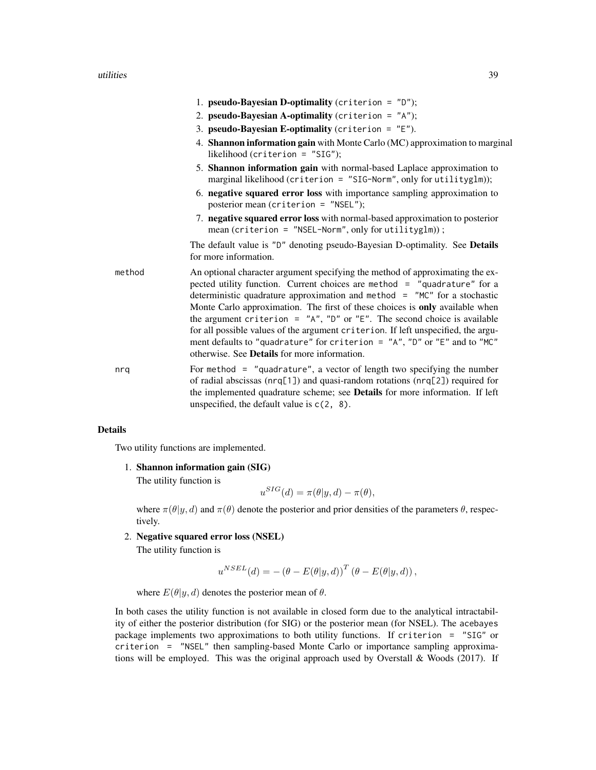1. **pseudo-Bayesian D-optimality** (`criterion = "D"`);
2. **pseudo-Bayesian A-optimality** (`criterion = "A"`);
3. **pseudo-Bayesian E-optimality** (`criterion = "E"`).
4. **Shannon information gain** with Monte Carlo (MC) approximation to marginal likelihood (`criterion = "SIG"`);
5. **Shannon information gain** with normal-based Laplace approximation to marginal likelihood (`criterion = "SIG-Norm"`, only for `utilityglm`));
6. **negative squared error loss** with importance sampling approximation to posterior mean (`criterion = "NSEL"`);
7. **negative squared error loss** with normal-based approximation to posterior mean (`criterion = "NSEL-Norm"`, only for `utilityglm`)) ;

The default value is `"D"` denoting pseudo-Bayesian D-optimality. See **Details** for more information.

`method` An optional character argument specifying the method of approximating the expected utility function. Current choices are `method = "quadrature"` for a deterministic quadrature approximation and `method = "MC"` for a stochastic Monte Carlo approximation. The first of these choices is **only** available when the argument `criterion = "A"`, `"D"` or `"E"`. The second choice is available for all possible values of the argument `criterion`. If left unspecified, the argument defaults to `"quadrature"` for `criterion = "A"`, `"D"` or `"E"` and to `"MC"` otherwise. See **Details** for more information.

`nrq` For `method = "quadrature"`, a vector of length two specifying the number of radial abscissas (`nrq[1]`) and quasi-random rotations (`nrq[2]`) required for the implemented quadrature scheme; see **Details** for more information. If left unspecified, the default value is `c(2, 8)`.

### Details

Two utility functions are implemented.

1. **Shannon information gain (SIG)**

   The utility function is
   $$u^{SIG}(d) = \pi(\theta|y,d) - \pi(\theta),$$
   where $\pi(\theta|y,d)$ and $\pi(\theta)$ denote the posterior and prior densities of the parameters $\theta$, respectively.

2. **Negative squared error loss (NSEL)**

   The utility function is
   $$u^{NSEL}(d) = -\left(\theta - E(\theta|y,d)\right)^T \left(\theta - E(\theta|y,d)\right),$$
   where $E(\theta|y,d)$ denotes the posterior mean of $\theta$.

In both cases the utility function is not available in closed form due to the analytical intractability of either the posterior distribution (for SIG) or the posterior mean (for NSEL). The `acebayes` package implements two approximations to both utility functions. If `criterion = "SIG"` or `criterion = "NSEL"` then sampling-based Monte Carlo or importance sampling approximations will be employed. This was the original approach used by Overstall & Woods (2017). If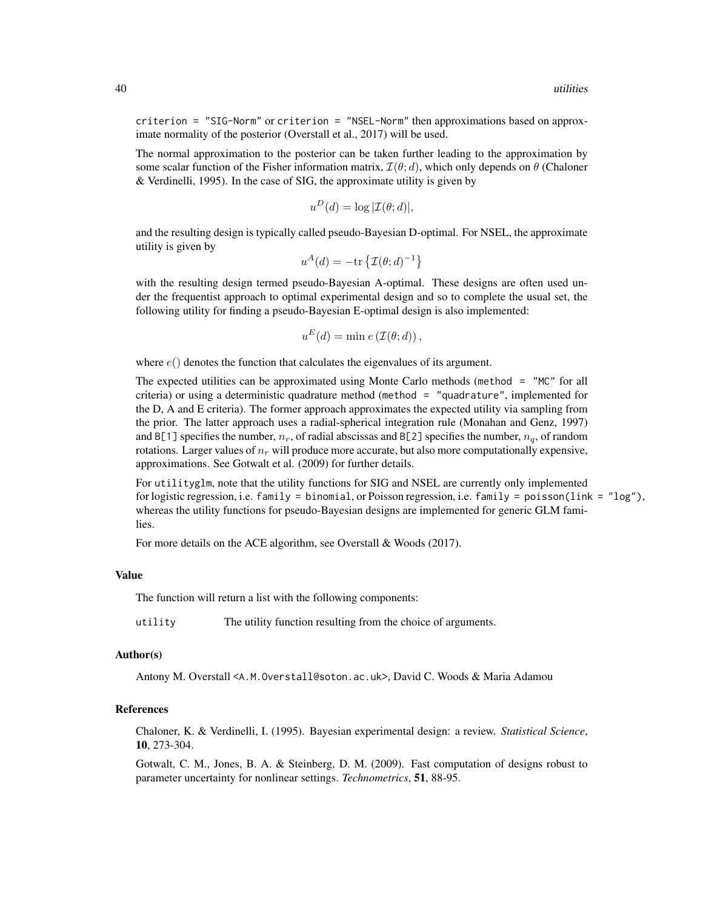criterion = "SIG-Norm" or criterion = "NSEL-Norm" then approximations based on approximate normality of the posterior (Overstall et al., 2017) will be used.

The normal approximation to the posterior can be taken further leading to the approximation by some scalar function of the Fisher information matrix, $\mathcal{I}(\theta; d)$, which only depends on $\theta$ (Chaloner & Verdinelli, 1995). In the case of SIG, the approximate utility is given by

$$u^D(d) = \log |\mathcal{I}(\theta; d)|,$$

and the resulting design is typically called pseudo-Bayesian D-optimal. For NSEL, the approximate utility is given by

$$u^A(d) = -\mathrm{tr}\left\{\mathcal{I}(\theta; d)^{-1}\right\}$$

with the resulting design termed pseudo-Bayesian A-optimal. These designs are often used under the frequentist approach to optimal experimental design and so to complete the usual set, the following utility for finding a pseudo-Bayesian E-optimal design is also implemented:

$$u^E(d) = \min e\left(\mathcal{I}(\theta; d)\right),$$

where $e()$ denotes the function that calculates the eigenvalues of its argument.

The expected utilities can be approximated using Monte Carlo methods (method = "MC" for all criteria) or using a deterministic quadrature method (method = "quadrature", implemented for the D, A and E criteria). The former approach approximates the expected utility via sampling from the prior. The latter approach uses a radial-spherical integration rule (Monahan and Genz, 1997) and B[1] specifies the number, $n_r$, of radial abscissas and B[2] specifies the number, $n_q$, of random rotations. Larger values of $n_r$ will produce more accurate, but also more computationally expensive, approximations. See Gotwalt et al. (2009) for further details.

For utilityglm, note that the utility functions for SIG and NSEL are currently only implemented for logistic regression, i.e. family = binomial, or Poisson regression, i.e. family = poisson(link = "log"), whereas the utility functions for pseudo-Bayesian designs are implemented for generic GLM families.

For more details on the ACE algorithm, see Overstall & Woods (2017).

### Value

The function will return a list with the following components:

utility     The utility function resulting from the choice of arguments.

### Author(s)

Antony M. Overstall <A.M.Overstall@soton.ac.uk>, David C. Woods & Maria Adamou

### References

Chaloner, K. & Verdinelli, I. (1995). Bayesian experimental design: a review. *Statistical Science*, **10**, 273-304.

Gotwalt, C. M., Jones, B. A. & Steinberg, D. M. (2009). Fast computation of designs robust to parameter uncertainty for nonlinear settings. *Technometrics*, **51**, 88-95.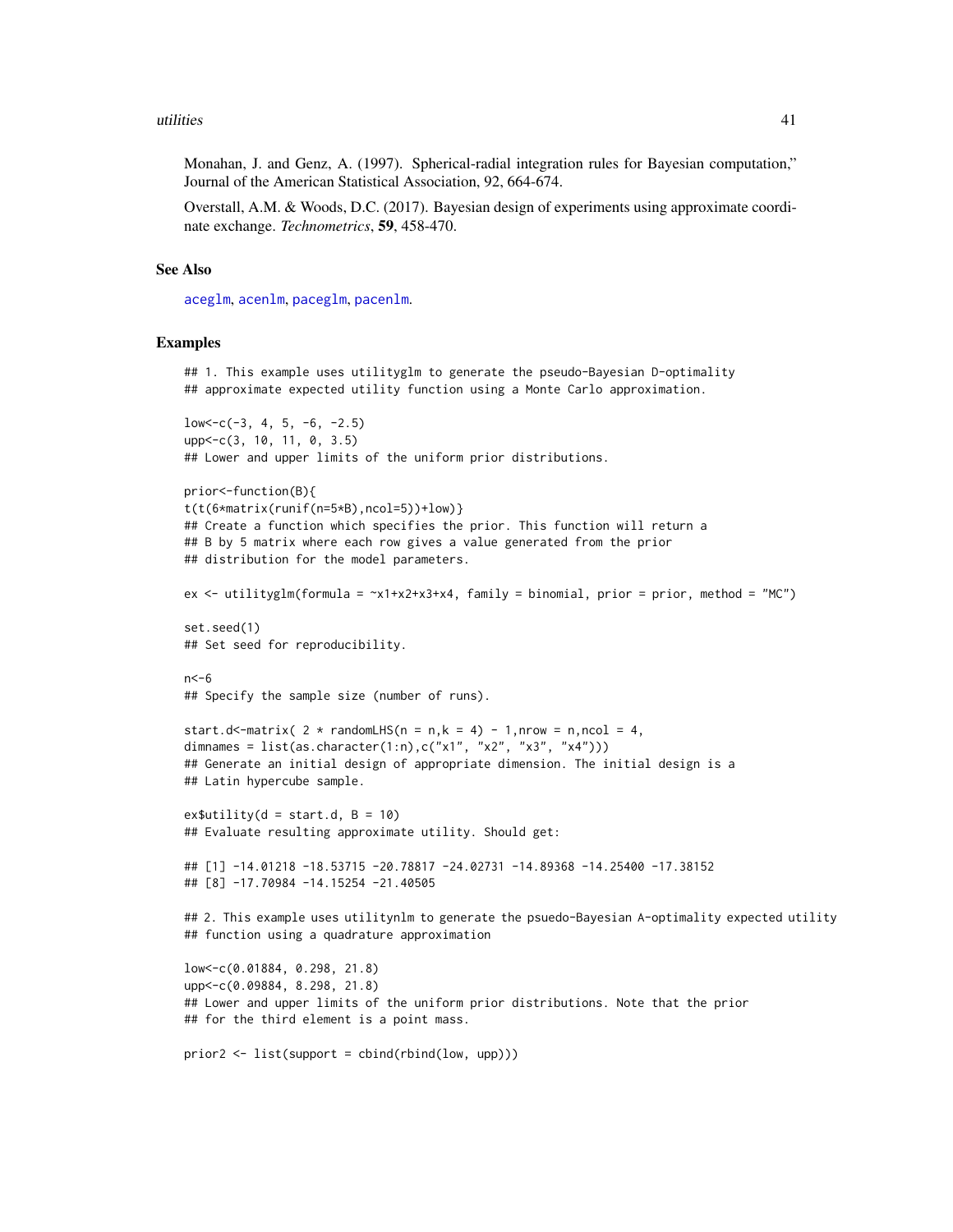Monahan, J. and Genz, A. (1997). Spherical-radial integration rules for Bayesian computation," Journal of the American Statistical Association, 92, 664-674.

Overstall, A.M. & Woods, D.C. (2017). Bayesian design of experiments using approximate coordinate exchange. *Technometrics*, **59**, 458-470.

## See Also

aceglm, acenlm, paceglm, pacenlm.

## Examples

```
## 1. This example uses utilityglm to generate the pseudo-Bayesian D-optimality
## approximate expected utility function using a Monte Carlo approximation.

low<-c(-3, 4, 5, -6, -2.5)
upp<-c(3, 10, 11, 0, 3.5)
## Lower and upper limits of the uniform prior distributions.

prior<-function(B){
t(t(6*matrix(runif(n=5*B),ncol=5))+low)}
## Create a function which specifies the prior. This function will return a
## B by 5 matrix where each row gives a value generated from the prior
## distribution for the model parameters.

ex <- utilityglm(formula = ~x1+x2+x3+x4, family = binomial, prior = prior, method = "MC")

set.seed(1)
## Set seed for reproducibility.

n<-6
## Specify the sample size (number of runs).

start.d<-matrix( 2 * randomLHS(n = n,k = 4) - 1,nrow = n,ncol = 4,
dimnames = list(as.character(1:n),c("x1", "x2", "x3", "x4")))
## Generate an initial design of appropriate dimension. The initial design is a
## Latin hypercube sample.

ex$utility(d = start.d, B = 10)
## Evaluate resulting approximate utility. Should get:

## [1] -14.01218 -18.53715 -20.78817 -24.02731 -14.89368 -14.25400 -17.38152
## [8] -17.70984 -14.15254 -21.40505

## 2. This example uses utilitynlm to generate the psuedo-Bayesian A-optimality expected utility
## function using a quadrature approximation

low<-c(0.01884, 0.298, 21.8)
upp<-c(0.09884, 8.298, 21.8)
## Lower and upper limits of the uniform prior distributions. Note that the prior
## for the third element is a point mass.

prior2 <- list(support = cbind(rbind(low, upp)))
```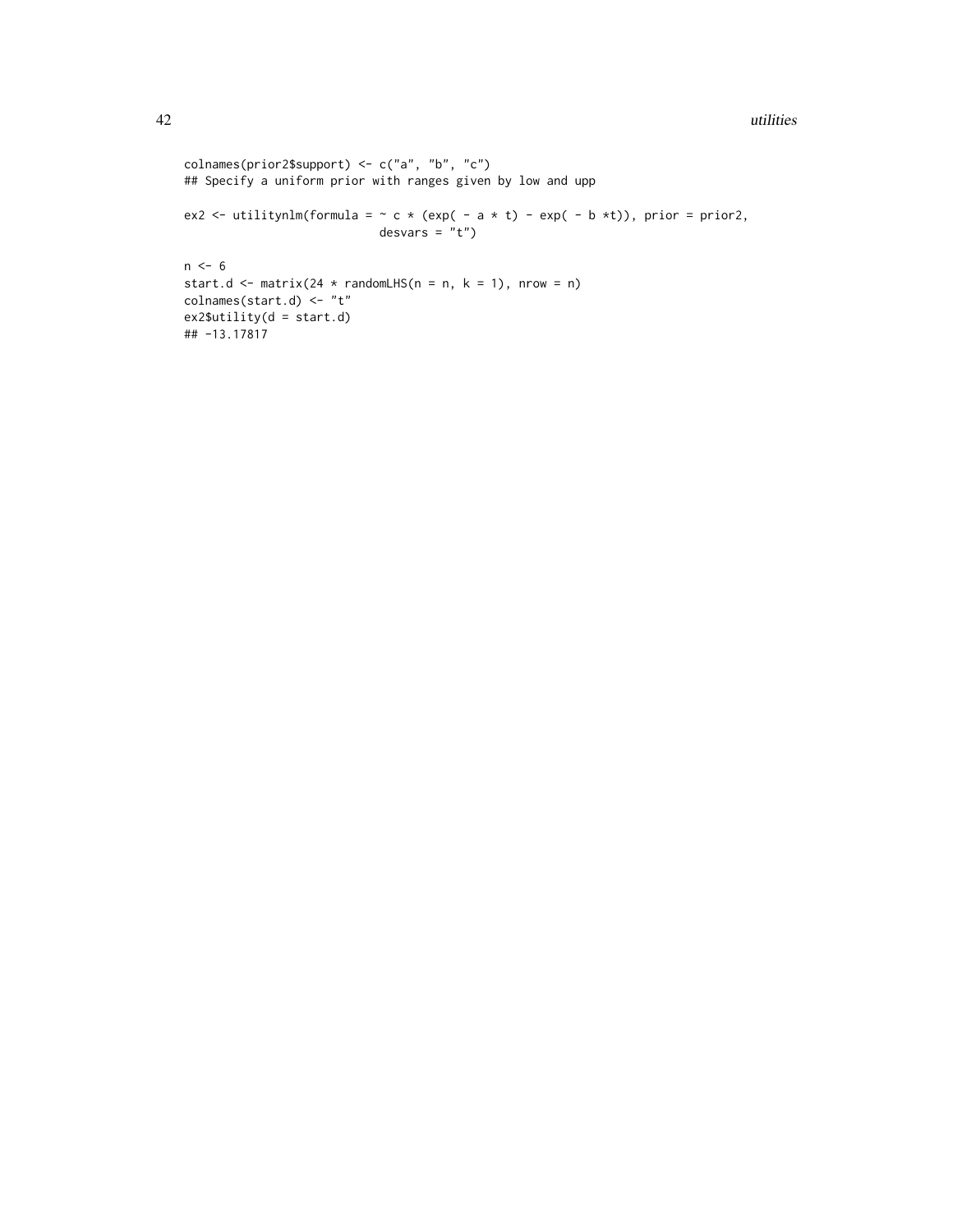```
colnames(prior2$support) <- c("a", "b", "c")
## Specify a uniform prior with ranges given by low and upp

ex2 <- utilitynlm(formula = ~ c * (exp( - a * t) - exp( - b *t)), prior = prior2,
                          desvars = "t")

n <- 6
start.d <- matrix(24 * randomLHS(n = n, k = 1), nrow = n)
colnames(start.d) <- "t"
ex2$utility(d = start.d)
## -13.17817
```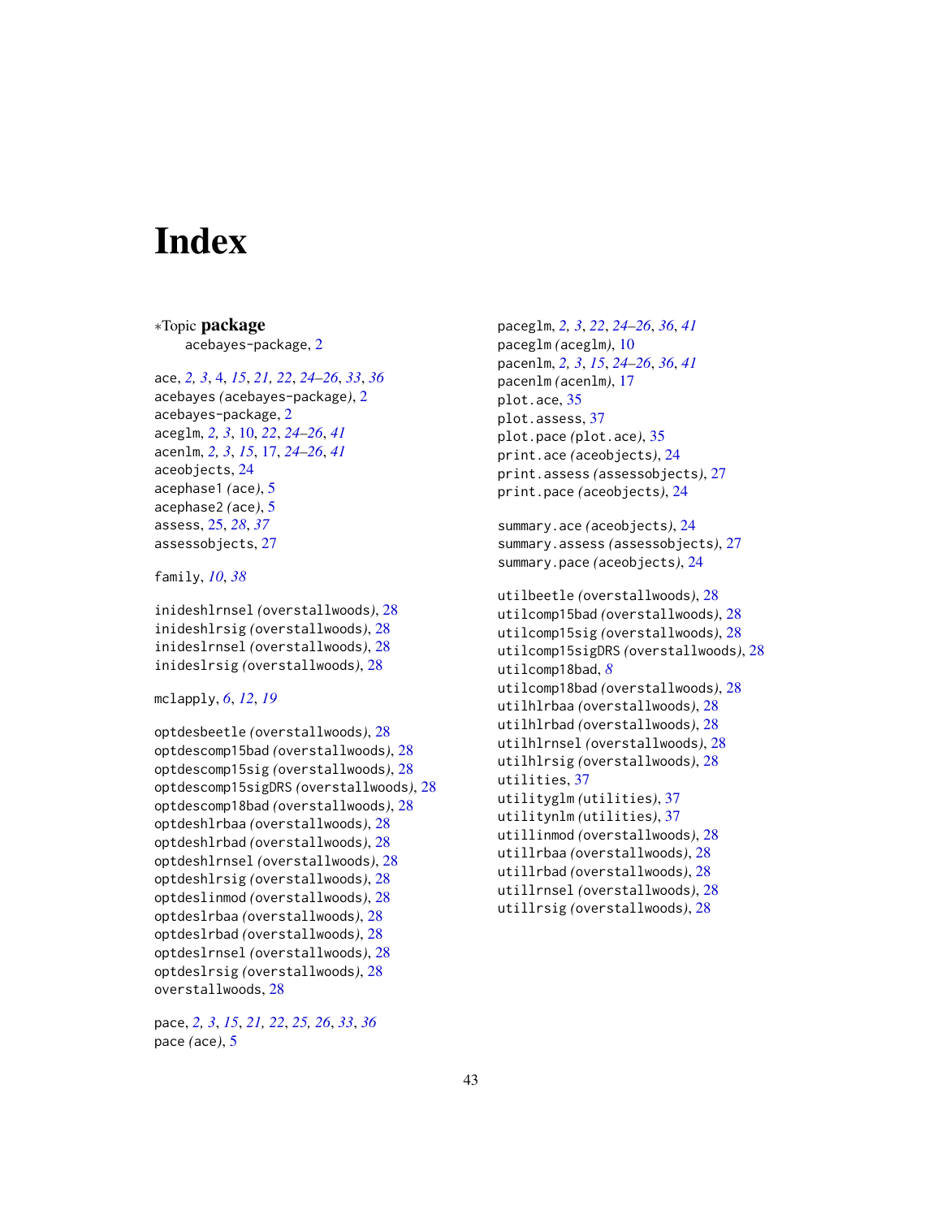# Index

∗Topic **package**
  acebayes-package, 2

ace, *2, 3*, 4, *15*, *21, 22*, *24–26*, *33*, *36*
acebayes *(*acebayes-package*)*, 2
acebayes-package, 2
aceglm, *2, 3*, 10, *22*, *24–26*, *41*
acenlm, *2, 3*, *15*, 17, *24–26*, *41*
aceobjects, 24
acephase1 *(*ace*)*, 5
acephase2 *(*ace*)*, 5
assess, 25, *28*, *37*
assessobjects, 27

family, *10*, *38*

inideshlrnsel *(*overstallwoods*)*, 28
inideshlrsig *(*overstallwoods*)*, 28
inideslrnsel *(*overstallwoods*)*, 28
inideslrsig *(*overstallwoods*)*, 28

mclapply, *6*, *12*, *19*

optdesbeetle *(*overstallwoods*)*, 28
optdescomp15bad *(*overstallwoods*)*, 28
optdescomp15sig *(*overstallwoods*)*, 28
optdescomp15sigDRS *(*overstallwoods*)*, 28
optdescomp18bad *(*overstallwoods*)*, 28
optdeshlrbaa *(*overstallwoods*)*, 28
optdeshlrbad *(*overstallwoods*)*, 28
optdeshlrnsel *(*overstallwoods*)*, 28
optdeshlrsig *(*overstallwoods*)*, 28
optdeslinmod *(*overstallwoods*)*, 28
optdeslrbaa *(*overstallwoods*)*, 28
optdeslrbad *(*overstallwoods*)*, 28
optdeslrnsel *(*overstallwoods*)*, 28
optdeslrsig *(*overstallwoods*)*, 28
overstallwoods, 28

pace, *2, 3*, *15*, *21, 22*, *25, 26*, *33*, *36*
pace *(*ace*)*, 5
paceglm, *2, 3*, *22*, *24–26*, *36*, *41*
paceglm *(*aceglm*)*, 10
pacenlm, *2, 3*, *15*, *24–26*, *36*, *41*
pacenlm *(*acenlm*)*, 17
plot.ace, 35
plot.assess, 37
plot.pace *(*plot.ace*)*, 35
print.ace *(*aceobjects*)*, 24
print.assess *(*assessobjects*)*, 27
print.pace *(*aceobjects*)*, 24

summary.ace *(*aceobjects*)*, 24
summary.assess *(*assessobjects*)*, 27
summary.pace *(*aceobjects*)*, 24

utilbeetle *(*overstallwoods*)*, 28
utilcomp15bad *(*overstallwoods*)*, 28
utilcomp15sig *(*overstallwoods*)*, 28
utilcomp15sigDRS *(*overstallwoods*)*, 28
utilcomp18bad, *8*
utilcomp18bad *(*overstallwoods*)*, 28
utilhlrbaa *(*overstallwoods*)*, 28
utilhlrbad *(*overstallwoods*)*, 28
utilhlrnsel *(*overstallwoods*)*, 28
utilhlrsig *(*overstallwoods*)*, 28
utilities, 37
utilityglm *(*utilities*)*, 37
utilitynlm *(*utilities*)*, 37
utillinmod *(*overstallwoods*)*, 28
utillrbaa *(*overstallwoods*)*, 28
utillrbad *(*overstallwoods*)*, 28
utillrnsel *(*overstallwoods*)*, 28
utillrsig *(*overstallwoods*)*, 28